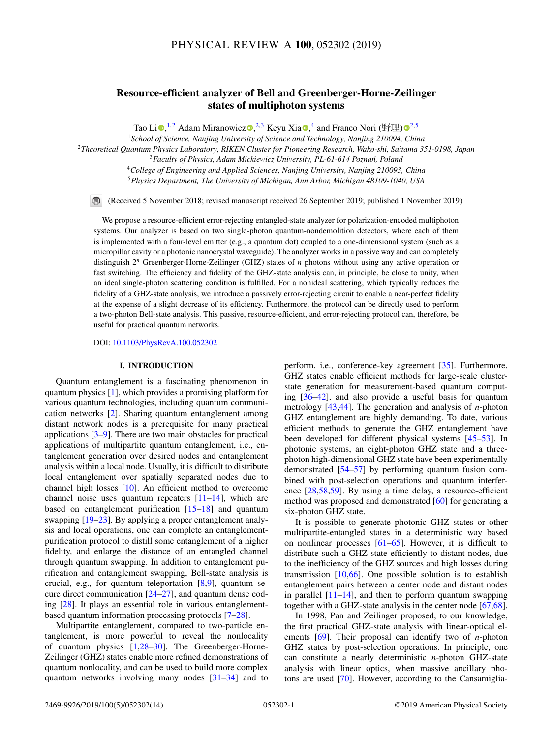# Resource-efficient analyzer of Bell and Greenberger-Horne-Zeilinger states of multiphoton systems

Tao Li,[1,2] Adam Miranowicz,[2,3] Keyu Xia,[4] and Franco Nori (野理)[2,5]

[1]School of Science, Nanjing University of Science and Technology, Nanjing 210094, China
[2]Theoretical Quantum Physics Laboratory, RIKEN Cluster for Pioneering Research, Wako-shi, Saitama 351-0198, Japan
[3]Faculty of Physics, Adam Mickiewicz University, PL-61-614 Poznań, Poland
[4]College of Engineering and Applied Sciences, Nanjing University, Nanjing 210093, China
[5]Physics Department, The University of Michigan, Ann Arbor, Michigan 48109-1040, USA

(Received 5 November 2018; revised manuscript received 26 September 2019; published 1 November 2019)

We propose a resource-efficient error-rejecting entangled-state analyzer for polarization-encoded multiphoton systems. Our analyzer is based on two single-photon quantum-nondemolition detectors, where each of them is implemented with a four-level emitter (e.g., a quantum dot) coupled to a one-dimensional system (such as a micropillar cavity or a photonic nanocrystal waveguide). The analyzer works in a passive way and can completely distinguish $2^n$ Greenberger-Horne-Zeilinger (GHZ) states of $n$ photons without using any active operation or fast switching. The efficiency and fidelity of the GHZ-state analysis can, in principle, be close to unity, when an ideal single-photon scattering condition is fulfilled. For a nonideal scattering, which typically reduces the fidelity of a GHZ-state analysis, we introduce a passively error-rejecting circuit to enable a near-perfect fidelity at the expense of a slight decrease of its efficiency. Furthermore, the protocol can be directly used to perform a two-photon Bell-state analysis. This passive, resource-efficient, and error-rejecting protocol can, therefore, be useful for practical quantum networks.

DOI: 10.1103/PhysRevA.100.052302

## I. INTRODUCTION

Quantum entanglement is a fascinating phenomenon in quantum physics [1], which provides a promising platform for various quantum technologies, including quantum communication networks [2]. Sharing quantum entanglement among distant network nodes is a prerequisite for many practical applications [3–9]. There are two main obstacles for practical applications of multipartite quantum entanglement, i.e., entanglement generation over desired nodes and entanglement analysis within a local node. Usually, it is difficult to distribute local entanglement over spatially separated nodes due to channel high losses [10]. An efficient method to overcome channel noise uses quantum repeaters [11–14], which are based on entanglement purification [15–18] and quantum swapping [19–23]. By applying a proper entanglement analysis and local operations, one can complete an entanglement-purification protocol to distill some entanglement of a higher fidelity, and enlarge the distance of an entangled channel through quantum swapping. In addition to entanglement purification and entanglement swapping, Bell-state analysis is crucial, e.g., for quantum teleportation [8,9], quantum secure direct communication [24–27], and quantum dense coding [28]. It plays an essential role in various entanglement-based quantum information processing protocols [7–28].

Multipartite entanglement, compared to two-particle entanglement, is more powerful to reveal the nonlocality of quantum physics [1,28–30]. The Greenberger-Horne-Zeilinger (GHZ) states enable more refined demonstrations of quantum nonlocality, and can be used to build more complex quantum networks involving many nodes [31–34] and to perform, i.e., conference-key agreement [35]. Furthermore, GHZ states enable efficient methods for large-scale cluster-state generation for measurement-based quantum computing [36–42], and also provide a useful basis for quantum metrology [43,44]. The generation and analysis of $n$-photon GHZ entanglement are highly demanding. To date, various efficient methods to generate the GHZ entanglement have been developed for different physical systems [45–53]. In photonic systems, an eight-photon GHZ state and a three-photon high-dimensional GHZ state have been experimentally demonstrated [54–57] by performing quantum fusion combined with post-selection operations and quantum interference [28,58,59]. By using a time delay, a resource-efficient method was proposed and demonstrated [60] for generating a six-photon GHZ state.

It is possible to generate photonic GHZ states or other multipartite-entangled states in a deterministic way based on nonlinear processes [61–65]. However, it is difficult to distribute such a GHZ state efficiently to distant nodes, due to the inefficiency of the GHZ sources and high losses during transmission [10,66]. One possible solution is to establish entanglement pairs between a center node and distant nodes in parallel [11–14], and then to perform quantum swapping together with a GHZ-state analysis in the center node [67,68].

In 1998, Pan and Zeilinger proposed, to our knowledge, the first practical GHZ-state analysis with linear-optical elements [69]. Their proposal can identify two of $n$-photon GHZ states by post-selection operations. In principle, one can constitute a nearly deterministic $n$-photon GHZ-state analysis with linear optics, when massive ancillary photons are used [70]. However, according to the Cansamiglia-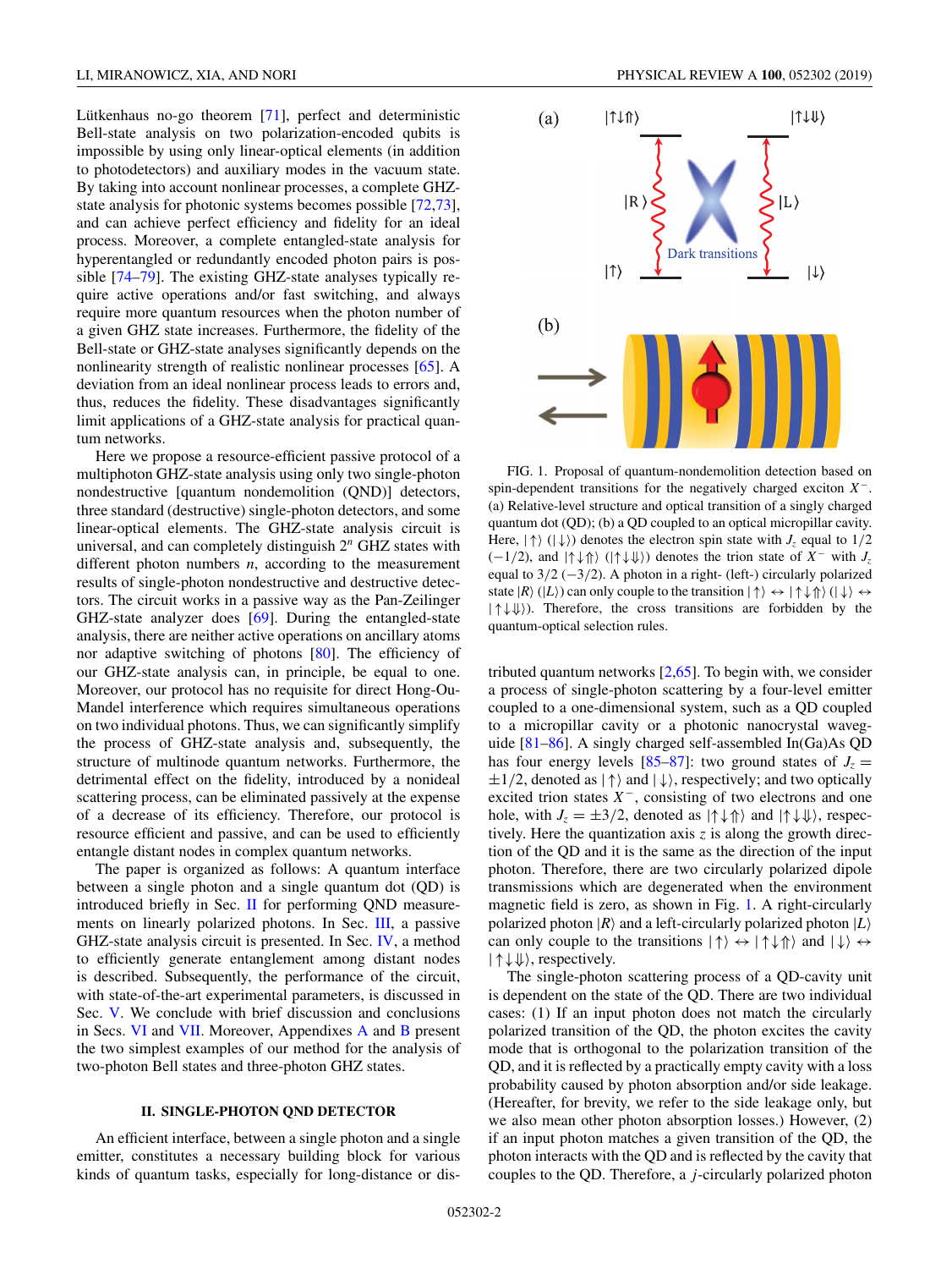Lütkenhaus no-go theorem [71], perfect and deterministic Bell-state analysis on two polarization-encoded qubits is impossible by using only linear-optical elements (in addition to photodetectors) and auxiliary modes in the vacuum state. By taking into account nonlinear processes, a complete GHZ-state analysis for photonic systems becomes possible [72,73], and can achieve perfect efficiency and fidelity for an ideal process. Moreover, a complete entangled-state analysis for hyperentangled or redundantly encoded photon pairs is possible [74–79]. The existing GHZ-state analyses typically require active operations and/or fast switching, and always require more quantum resources when the photon number of a given GHZ state increases. Furthermore, the fidelity of the Bell-state or GHZ-state analyses significantly depends on the nonlinearity strength of realistic nonlinear processes [65]. A deviation from an ideal nonlinear process leads to errors and, thus, reduces the fidelity. These disadvantages significantly limit applications of a GHZ-state analysis for practical quantum networks.

Here we propose a resource-efficient passive protocol of a multiphoton GHZ-state analysis using only two single-photon nondestructive [quantum nondemolition (QND)] detectors, three standard (destructive) single-photon detectors, and some linear-optical elements. The GHZ-state analysis circuit is universal, and can completely distinguish $2^n$ GHZ states with different photon numbers $n$, according to the measurement results of single-photon nondestructive and destructive detectors. The circuit works in a passive way as the Pan-Zeilinger GHZ-state analyzer does [69]. During the entangled-state analysis, there are neither active operations on ancillary atoms nor adaptive switching of photons [80]. The efficiency of our GHZ-state analysis can, in principle, be equal to one. Moreover, our protocol has no requisite for direct Hong-Ou-Mandel interference which requires simultaneous operations on two individual photons. Thus, we can significantly simplify the process of GHZ-state analysis and, subsequently, the structure of multinode quantum networks. Furthermore, the detrimental effect on the fidelity, introduced by a nonideal scattering process, can be eliminated passively at the expense of a decrease of its efficiency. Therefore, our protocol is resource efficient and passive, and can be used to efficiently entangle distant nodes in complex quantum networks.

The paper is organized as follows: A quantum interface between a single photon and a single quantum dot (QD) is introduced briefly in Sec. II for performing QND measurements on linearly polarized photons. In Sec. III, a passive GHZ-state analysis circuit is presented. In Sec. IV, a method to efficiently generate entanglement among distant nodes is described. Subsequently, the performance of the circuit, with state-of-the-art experimental parameters, is discussed in Sec. V. We conclude with brief discussion and conclusions in Secs. VI and VII. Moreover, Appendixes A and B present the two simplest examples of our method for the analysis of two-photon Bell states and three-photon GHZ states.

## II. SINGLE-PHOTON QND DETECTOR

An efficient interface, between a single photon and a single emitter, constitutes a necessary building block for various kinds of quantum tasks, especially for long-distance or distributed quantum networks [2,65]. To begin with, we consider a process of single-photon scattering by a four-level emitter coupled to a one-dimensional system, such as a QD coupled to a micropillar cavity or a photonic nanocrystal waveguide [81–86]. A singly charged self-assembled In(Ga)As QD has four energy levels [85–87]: two ground states of $J_z = \pm 1/2$, denoted as $|\uparrow\rangle$ and $|\downarrow\rangle$, respectively; and two optically excited trion states $X^-$, consisting of two electrons and one hole, with $J_z = \pm 3/2$, denoted as $|\uparrow\downarrow\Uparrow\rangle$ and $|\uparrow\downarrow\Downarrow\rangle$, respectively. Here the quantization axis $z$ is along the growth direction of the QD and it is the same as the direction of the input photon. Therefore, there are two circularly polarized dipole transmissions which are degenerated when the environment magnetic field is zero, as shown in Fig. 1. A right-circularly polarized photon $|R\rangle$ and a left-circularly polarized photon $|L\rangle$ can only couple to the transitions $|\uparrow\rangle \leftrightarrow |\uparrow\downarrow\Uparrow\rangle$ and $|\downarrow\rangle \leftrightarrow |\uparrow\downarrow\Downarrow\rangle$, respectively.

FIG. 1. Proposal of quantum-nondemolition detection based on spin-dependent transitions for the negatively charged exciton $X^-$. (a) Relative-level structure and optical transition of a singly charged quantum dot (QD); (b) a QD coupled to an optical micropillar cavity. Here, $|\uparrow\rangle$ ($|\downarrow\rangle$) denotes the electron spin state with $J_z$ equal to $1/2$ ($-1/2$), and $|\uparrow\downarrow\Uparrow\rangle$ ($|\uparrow\downarrow\Downarrow\rangle$) denotes the trion state of $X^-$ with $J_z$ equal to $3/2$ ($-3/2$). A photon in a right- (left-) circularly polarized state $|R\rangle$ ($|L\rangle$) can only couple to the transition $|\uparrow\rangle \leftrightarrow |\uparrow\downarrow\Uparrow\rangle$ ($|\downarrow\rangle \leftrightarrow |\uparrow\downarrow\Downarrow\rangle$). Therefore, the cross transitions are forbidden by the quantum-optical selection rules.

The single-photon scattering process of a QD-cavity unit is dependent on the state of the QD. There are two individual cases: (1) If an input photon does not match the circularly polarized transition of the QD, the photon excites the cavity mode that is orthogonal to the polarization transition of the QD, and it is reflected by a practically empty cavity with a loss probability caused by photon absorption and/or side leakage. (Hereafter, for brevity, we refer to the side leakage only, but we also mean other photon absorption losses.) However, (2) if an input photon matches a given transition of the QD, the photon interacts with the QD and is reflected by the cavity that couples to the QD. Therefore, a $j$-circularly polarized photon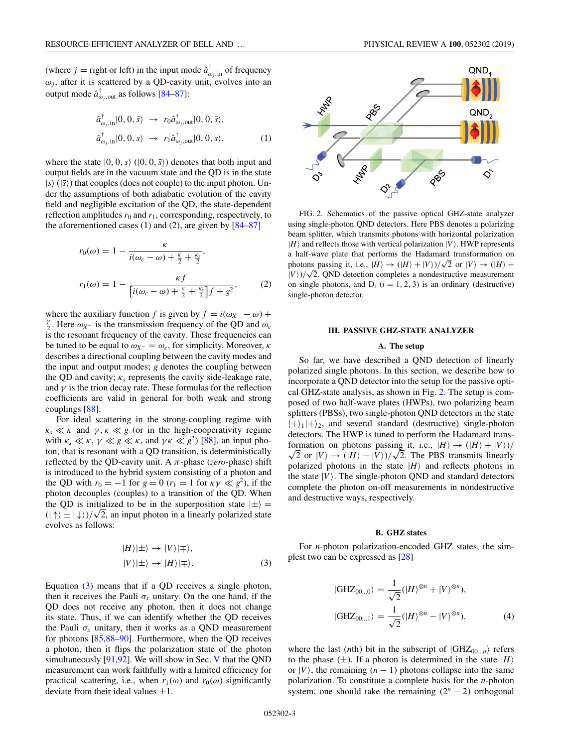(where $j$ = right or left) in the input mode $\hat{a}^{\dagger}_{\omega_j,\text{in}}$ of frequency $\omega_j$, after it is scattered by a QD-cavity unit, evolves into an output mode $\hat{a}^{\dagger}_{\omega_j,\text{out}}$ as follows [84–87]:

$$
\begin{aligned}
\hat{a}^{\dagger}_{\omega_j,\text{in}}|0,0,\bar{s}\rangle &\rightarrow r_0\hat{a}^{\dagger}_{\omega_j,\text{out}}|0,0,\bar{s}\rangle, \\
\hat{a}^{\dagger}_{\omega_j,\text{in}}|0,0,s\rangle &\rightarrow r_1\hat{a}^{\dagger}_{\omega_j,\text{out}}|0,0,s\rangle,
\end{aligned}
\tag{1}
$$

where the state $|0,0,s\rangle$ ($|0,0,\bar{s}\rangle$) denotes that both input and output fields are in the vacuum state and the QD is in the state $|s\rangle$ ($|\bar{s}\rangle$) that couples (does not couple) to the input photon. Under the assumptions of both adiabatic evolution of the cavity field and negligible excitation of the QD, the state-dependent reflection amplitudes $r_0$ and $r_1$, corresponding, respectively, to the aforementioned cases (1) and (2), are given by [84–87]

$$
\begin{aligned}
r_0(\omega) &= 1 - \frac{\kappa}{i(\omega_c-\omega)+\frac{\kappa}{2}+\frac{\kappa_s}{2}}, \\
r_1(\omega) &= 1 - \frac{\kappa f}{\left[i(\omega_c-\omega)+\frac{\kappa}{2}+\frac{\kappa_s}{2}\right]f+g^2},
\end{aligned}
\tag{2}
$$

where the auxiliary function $f$ is given by $f = i(\omega_{X^-}-\omega)+\frac{\gamma}{2}$. Here $\omega_{X^-}$ is the transmission frequency of the QD and $\omega_c$ is the resonant frequency of the cavity. These frequencies can be tuned to be equal to $\omega_{X^-}=\omega_c$, for simplicity. Moreover, $\kappa$ describes a directional coupling between the cavity modes and the input and output modes; $g$ denotes the coupling between the QD and cavity; $\kappa_s$ represents the cavity side-leakage rate, and $\gamma$ is the trion decay rate. These formulas for the reflection coefficients are valid in general for both weak and strong couplings [88].

For ideal scattering in the strong-coupling regime with $\kappa_s \ll \kappa$ and $\gamma, \kappa \ll g$ (or in the high-cooperativity regime with $\kappa_s \ll \kappa$, $\gamma \ll g \ll \kappa$, and $\gamma\kappa \ll g^2$) [88], an input photon, that is resonant with a QD transition, is deterministically reflected by the QD-cavity unit. A $\pi$-phase (*zero*-phase) shift is introduced to the hybrid system consisting of a photon and the QD with $r_0=-1$ for $g=0$ ($r_1=1$ for $\kappa\gamma \ll g^2$), if the photon decouples (couples) to a transition of the QD. When the QD is initialized to be in the superposition state $|\pm\rangle = (|\uparrow\rangle \pm |\downarrow\rangle)/\sqrt{2}$, an input photon in a linearly polarized state evolves as follows:

$$
\begin{aligned}
|H\rangle|\pm\rangle &\rightarrow |V\rangle|\mp\rangle, \\
|V\rangle|\pm\rangle &\rightarrow |H\rangle|\mp\rangle.
\end{aligned}
\tag{3}
$$

Equation (3) means that if a QD receives a single photon, then it receives the Pauli $\sigma_x$ unitary. On the one hand, if the QD does not receive any photon, then it does not change its state. Thus, if we can identify whether the QD receives the Pauli $\sigma_x$ unitary, then it works as a QND measurement for photons [85,88–90]. Furthermore, when the QD receives a photon, then it flips the polarization state of the photon simultaneously [91,92]. We will show in Sec. V that the QND measurement can work faithfully with a limited efficiency for practical scattering, i.e., when $r_1(\omega)$ and $r_0(\omega)$ significantly deviate from their ideal values $\pm1$.

FIG. 2. Schematics of the passive optical GHZ-state analyzer using single-photon QND detectors. Here PBS denotes a polarizing beam splitter, which transmits photons with horizontal polarization $|H\rangle$ and reflects those with vertical polarization $|V\rangle$. HWP represents a half-wave plate that performs the Hadamard transformation on photons passing it, i.e., $|H\rangle \rightarrow (|H\rangle + |V\rangle)/\sqrt{2}$ or $|V\rangle \rightarrow (|H\rangle - |V\rangle)/\sqrt{2}$. QND detection completes a nondestructive measurement on single photons, and $D_i$ ($i=1,2,3$) is an ordinary (destructive) single-photon detector.

## III. PASSIVE GHZ-STATE ANALYZER

### A. The setup

So far, we have described a QND detection of linearly polarized single photons. In this section, we describe how to incorporate a QND detector into the setup for the passive optical GHZ-state analysis, as shown in Fig. 2. The setup is composed of two half-wave plates (HWPs), two polarizing beam splitters (PBSs), two single-photon QND detectors in the state $|+\rangle_1|+\rangle_2$, and several standard (destructive) single-photon detectors. The HWP is tuned to perform the Hadamard transformation on photons passing it, i.e., $|H\rangle \rightarrow (|H\rangle + |V\rangle)/\sqrt{2}$ or $|V\rangle \rightarrow (|H\rangle - |V\rangle)/\sqrt{2}$. The PBS transmits linearly polarized photons in the state $|H\rangle$ and reflects photons in the state $|V\rangle$. The single-photon QND and standard detectors complete the photon on-off measurements in nondestructive and destructive ways, respectively.

### B. GHZ states

For $n$-photon polarization-encoded GHZ states, the simplest two can be expressed as [28]

$$
\begin{aligned}
|\text{GHZ}_{00\ldots0}\rangle &= \frac{1}{\sqrt{2}}(|H\rangle^{\otimes n} + |V\rangle^{\otimes n}), \\
|\text{GHZ}_{00\ldots1}\rangle &= \frac{1}{\sqrt{2}}(|H\rangle^{\otimes n} - |V\rangle^{\otimes n}),
\end{aligned}
\tag{4}
$$

where the last ($n$th) bit in the subscript of $|\text{GHZ}_{00\ldots n}\rangle$ refers to the phase ($\pm$). If a photon is determined in the state $|H\rangle$ or $|V\rangle$, the remaining $(n-1)$ photons collapse into the same polarization. To constitute a complete basis for the $n$-photon system, one should take the remaining $(2^n-2)$ orthogonal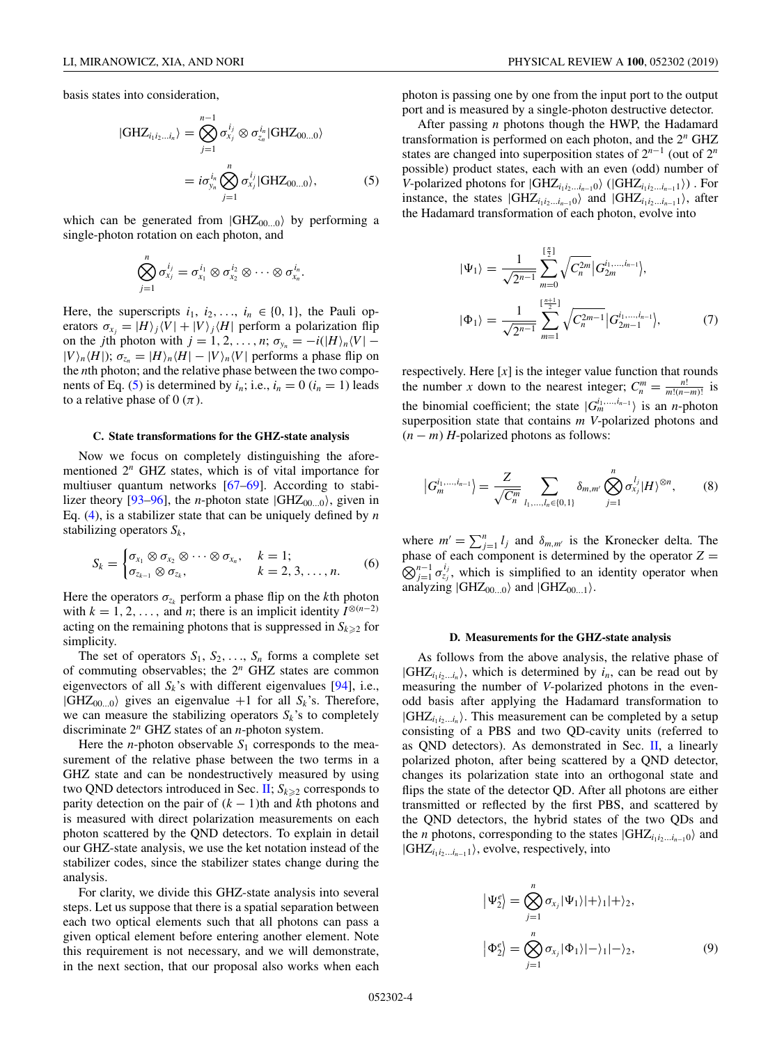basis states into consideration,

$$|\text{GHZ}_{i_1 i_2 \ldots i_n}\rangle = \bigotimes_{j=1}^{n-1} \sigma_{x_j}^{i_j} \otimes \sigma_{z_n}^{i_n} |\text{GHZ}_{00\ldots0}\rangle$$

$$= i\sigma_{y_n}^{i_n} \bigotimes_{j=1}^{n} \sigma_{x_j}^{i_j} |\text{GHZ}_{00\ldots0}\rangle, \tag{5}$$

which can be generated from $|\text{GHZ}_{00\ldots0}\rangle$ by performing a single-photon rotation on each photon, and

$$\bigotimes_{j=1}^{n} \sigma_{x_j}^{i_j} = \sigma_{x_1}^{i_1} \otimes \sigma_{x_2}^{i_2} \otimes \cdots \otimes \sigma_{x_n}^{i_n}.$$

Here, the superscripts $i_1, i_2, \ldots, i_n \in \{0, 1\}$, the Pauli operators $\sigma_{x_j} = |H\rangle_j\langle V| + |V\rangle_j\langle H|$ perform a polarization flip on the $j$th photon with $j = 1, 2, \ldots, n$; $\sigma_{y_n} = -i(|H\rangle_n\langle V| - |V\rangle_n\langle H|)$; $\sigma_{z_n} = |H\rangle_n\langle H| - |V\rangle_n\langle V|$ performs a phase flip on the $n$th photon; and the relative phase between the two components of Eq. (5) is determined by $i_n$; i.e., $i_n = 0$ ($i_n = 1$) leads to a relative phase of 0 ($\pi$).

### C. State transformations for the GHZ-state analysis

Now we focus on completely distinguishing the aforementioned $2^n$ GHZ states, which is of vital importance for multiuser quantum networks [67–69]. According to stabilizer theory [93–96], the $n$-photon state $|\text{GHZ}_{00\ldots0}\rangle$, given in Eq. (4), is a stabilizer state that can be uniquely defined by $n$ stabilizing operators $S_k$,

$$S_k = \begin{cases} \sigma_{x_1} \otimes \sigma_{x_2} \otimes \cdots \otimes \sigma_{x_n}, & k = 1; \\ \sigma_{z_{k-1}} \otimes \sigma_{z_k}, & k = 2, 3, \ldots, n. \end{cases} \tag{6}$$

Here the operators $\sigma_{z_k}$ perform a phase flip on the $k$th photon with $k = 1, 2, \ldots,$ and $n$; there is an implicit identity $I^{\otimes(n-2)}$ acting on the remaining photons that is suppressed in $S_{k\geqslant 2}$ for simplicity.

The set of operators $S_1, S_2, \ldots, S_n$ forms a complete set of commuting observables; the $2^n$ GHZ states are common eigenvectors of all $S_k$'s with different eigenvalues [94], i.e., $|\text{GHZ}_{00\ldots0}\rangle$ gives an eigenvalue $+1$ for all $S_k$'s. Therefore, we can measure the stabilizing operators $S_k$'s to completely discriminate $2^n$ GHZ states of an $n$-photon system.

Here the $n$-photon observable $S_1$ corresponds to the measurement of the relative phase between the two terms in a GHZ state and can be nondestructively measured by using two QND detectors introduced in Sec. II; $S_{k\geqslant 2}$ corresponds to parity detection on the pair of $(k-1)$th and $k$th photons and is measured with direct polarization measurements on each photon scattered by the QND detectors. To explain in detail our GHZ-state analysis, we use the ket notation instead of the stabilizer codes, since the stabilizer states change during the analysis.

For clarity, we divide this GHZ-state analysis into several steps. Let us suppose that there is a spatial separation between each two optical elements such that all photons can pass a given optical element before entering another element. Note this requirement is not necessary, and we will demonstrate, in the next section, that our proposal also works when each photon is passing one by one from the input port to the output port and is measured by a single-photon destructive detector.

After passing $n$ photons though the HWP, the Hadamard transformation is performed on each photon, and the $2^n$ GHZ states are changed into superposition states of $2^{n-1}$ (out of $2^n$ possible) product states, each with an even (odd) number of $V$-polarized photons for $|\text{GHZ}_{i_1 i_2 \ldots i_{n-1}0}\rangle$ ($|\text{GHZ}_{i_1 i_2 \ldots i_{n-1}1}\rangle$). For instance, the states $|\text{GHZ}_{i_1 i_2 \ldots i_{n-1}0}\rangle$ and $|\text{GHZ}_{i_1 i_2 \ldots i_{n-1}1}\rangle$, after the Hadamard transformation of each photon, evolve into

$$|\Psi_1\rangle = \frac{1}{\sqrt{2^{n-1}}} \sum_{m=0}^{[\frac{n}{2}]} \sqrt{C_n^{2m}} \left|G_{2m}^{i_1,\ldots,i_{n-1}}\right\rangle,$$

$$|\Phi_1\rangle = \frac{1}{\sqrt{2^{n-1}}} \sum_{m=1}^{[\frac{n+1}{2}]} \sqrt{C_n^{2m-1}} \left|G_{2m-1}^{i_1,\ldots,i_{n-1}}\right\rangle, \tag{7}$$

respectively. Here $[x]$ is the integer value function that rounds the number $x$ down to the nearest integer; $C_n^m = \frac{n!}{m!(n-m)!}$ is the binomial coefficient; the state $|G_m^{i_1,\ldots,i_{n-1}}\rangle$ is an $n$-photon superposition state that contains $m$ $V$-polarized photons and $(n-m)$ $H$-polarized photons as follows:

$$\left|G_m^{i_1,\ldots,i_{n-1}}\right\rangle = \frac{Z}{\sqrt{C_n^m}} \sum_{l_1,\ldots,l_n \in\{0,1\}} \delta_{m,m'} \bigotimes_{j=1}^{n} \sigma_{x_j}^{l_j} |H\rangle^{\otimes n}, \tag{8}$$

where $m' = \sum_{j=1}^{n} l_j$ and $\delta_{m,m'}$ is the Kronecker delta. The phase of each component is determined by the operator $Z = \bigotimes_{j=1}^{n-1} \sigma_{z_j}^{i_j}$, which is simplified to an identity operator when analyzing $|\text{GHZ}_{00\ldots0}\rangle$ and $|\text{GHZ}_{00\ldots1}\rangle$.

### D. Measurements for the GHZ-state analysis

As follows from the above analysis, the relative phase of $|\text{GHZ}_{i_1 i_2 \ldots i_n}\rangle$, which is determined by $i_n$, can be read out by measuring the number of $V$-polarized photons in the even-odd basis after applying the Hadamard transformation to $|\text{GHZ}_{i_1 i_2 \ldots i_n}\rangle$. This measurement can be completed by a setup consisting of a PBS and two QD-cavity units (referred to as QND detectors). As demonstrated in Sec. II, a linearly polarized photon, after being scattered by a QND detector, changes its polarization state into an orthogonal state and flips the state of the detector QD. After all photons are either transmitted or reflected by the first PBS, and scattered by the QND detectors, the hybrid states of the two QDs and the $n$ photons, corresponding to the states $|\text{GHZ}_{i_1 i_2 \ldots i_{n-1}0}\rangle$ and $|\text{GHZ}_{i_1 i_2 \ldots i_{n-1}1}\rangle$, evolve, respectively, into

$$\left|\Psi_2^e\right\rangle = \bigotimes_{j=1}^{n} \sigma_{x_j} |\Psi_1\rangle |+\rangle_1 |+\rangle_2,$$

$$\left|\Phi_2^e\right\rangle = \bigotimes_{j=1}^{n} \sigma_{x_j} |\Phi_1\rangle |-\rangle_1 |-\rangle_2, \tag{9}$$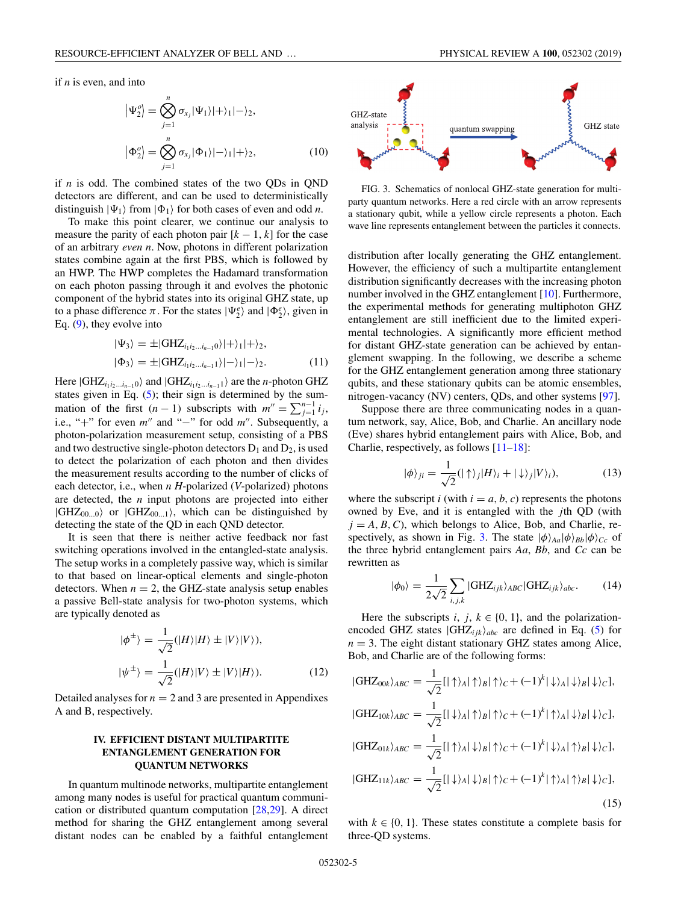if $n$ is even, and into

$$\left|\Psi_2^o\right\rangle = \bigotimes_{j=1}^{n} \sigma_{x_j} |\Psi_1\rangle |+\rangle_1 |-\rangle_2,$$

$$\left|\Phi_2^o\right\rangle = \bigotimes_{j=1}^{n} \sigma_{x_j} |\Phi_1\rangle |-\rangle_1 |+\rangle_2, \tag{10}$$

if $n$ is odd. The combined states of the two QDs in QND detectors are different, and can be used to deterministically distinguish $|\Psi_1\rangle$ from $|\Phi_1\rangle$ for both cases of even and odd $n$.

To make this point clearer, we continue our analysis to measure the parity of each photon pair $[k-1, k]$ for the case of an arbitrary *even* $n$. Now, photons in different polarization states combine again at the first PBS, which is followed by an HWP. The HWP completes the Hadamard transformation on each photon passing through it and evolves the photonic component of the hybrid states into its original GHZ state, up to a phase difference $\pi$. For the states $|\Psi_2^e\rangle$ and $|\Phi_2^e\rangle$, given in Eq. (9), they evolve into

$$|\Psi_3\rangle = \pm|\text{GHZ}_{i_1 i_2 \ldots i_{n-1} 0}\rangle |+\rangle_1 |+\rangle_2,$$

$$|\Phi_3\rangle = \pm|\text{GHZ}_{i_1 i_2 \ldots i_{n-1} 1}\rangle |-\rangle_1 |-\rangle_2. \tag{11}$$

Here $|\text{GHZ}_{i_1 i_2 \ldots i_{n-1} 0}\rangle$ and $|\text{GHZ}_{i_1 i_2 \ldots i_{n-1} 1}\rangle$ are the $n$-photon GHZ states given in Eq. (5); their sign is determined by the summation of the first $(n-1)$ subscripts with $m'' = \sum_{j=1}^{n-1} i_j$, i.e., "+" for even $m''$ and "−" for odd $m''$. Subsequently, a photon-polarization measurement setup, consisting of a PBS and two destructive single-photon detectors $D_1$ and $D_2$, is used to detect the polarization of each photon and then divides the measurement results according to the number of clicks of each detector, i.e., when $n$ $H$-polarized ($V$-polarized) photons are detected, the $n$ input photons are projected into either $|\text{GHZ}_{00\ldots 0}\rangle$ or $|\text{GHZ}_{00\ldots 1}\rangle$, which can be distinguished by detecting the state of the QD in each QND detector.

It is seen that there is neither active feedback nor fast switching operations involved in the entangled-state analysis. The setup works in a completely passive way, which is similar to that based on linear-optical elements and single-photon detectors. When $n = 2$, the GHZ-state analysis setup enables a passive Bell-state analysis for two-photon systems, which are typically denoted as

$$|\phi^{\pm}\rangle = \frac{1}{\sqrt{2}}(|H\rangle|H\rangle \pm |V\rangle|V\rangle),$$

$$|\psi^{\pm}\rangle = \frac{1}{\sqrt{2}}(|H\rangle|V\rangle \pm |V\rangle|H\rangle). \tag{12}$$

Detailed analyses for $n = 2$ and 3 are presented in Appendixes A and B, respectively.

## IV. EFFICIENT DISTANT MULTIPARTITE ENTANGLEMENT GENERATION FOR QUANTUM NETWORKS

In quantum multinode networks, multipartite entanglement among many nodes is useful for practical quantum communication or distributed quantum computation [28,29]. A direct method for sharing the GHZ entanglement among several distant nodes can be enabled by a faithful entanglement distribution after locally generating the GHZ entanglement. However, the efficiency of such a multipartite entanglement distribution significantly decreases with the increasing photon number involved in the GHZ entanglement [10]. Furthermore, the experimental methods for generating multiphoton GHZ entanglement are still inefficient due to the limited experimental technologies. A significantly more efficient method for distant GHZ-state generation can be achieved by entanglement swapping. In the following, we describe a scheme for the GHZ entanglement generation among three stationary qubits, and these stationary qubits can be atomic ensembles, nitrogen-vacancy (NV) centers, QDs, and other systems [97].

FIG. 3. Schematics of nonlocal GHZ-state generation for multiparty quantum networks. Here a red circle with an arrow represents a stationary qubit, while a yellow circle represents a photon. Each wave line represents entanglement between the particles it connects.

Suppose there are three communicating nodes in a quantum network, say, Alice, Bob, and Charlie. An ancillary node (Eve) shares hybrid entanglement pairs with Alice, Bob, and Charlie, respectively, as follows [11–18]:

$$|\phi\rangle_{ji} = \frac{1}{\sqrt{2}}(|\uparrow\rangle_j |H\rangle_i + |\downarrow\rangle_j |V\rangle_i), \tag{13}$$

where the subscript $i$ (with $i = a, b, c$) represents the photons owned by Eve, and it is entangled with the $j$th QD (with $j = A, B, C$), which belongs to Alice, Bob, and Charlie, respectively, as shown in Fig. 3. The state $|\phi\rangle_{Aa}|\phi\rangle_{Bb}|\phi\rangle_{Cc}$ of the three hybrid entanglement pairs $Aa$, $Bb$, and $Cc$ can be rewritten as

$$|\phi_0\rangle = \frac{1}{2\sqrt{2}} \sum_{i,j,k} |\text{GHZ}_{ijk}\rangle_{ABC} |\text{GHZ}_{ijk}\rangle_{abc}. \tag{14}$$

Here the subscripts $i$, $j$, $k \in \{0, 1\}$, and the polarization-encoded GHZ states $|\text{GHZ}_{ijk}\rangle_{abc}$ are defined in Eq. (5) for $n = 3$. The eight distant stationary GHZ states among Alice, Bob, and Charlie are of the following forms:

$$|\text{GHZ}_{00k}\rangle_{ABC} = \frac{1}{\sqrt{2}}[|\uparrow\rangle_A|\uparrow\rangle_B|\uparrow\rangle_C + (-1)^k|\downarrow\rangle_A|\downarrow\rangle_B|\downarrow\rangle_C],$$

$$|\text{GHZ}_{10k}\rangle_{ABC} = \frac{1}{\sqrt{2}}[|\downarrow\rangle_A|\uparrow\rangle_B|\uparrow\rangle_C + (-1)^k|\uparrow\rangle_A|\downarrow\rangle_B|\downarrow\rangle_C],$$

$$|\text{GHZ}_{01k}\rangle_{ABC} = \frac{1}{\sqrt{2}}[|\uparrow\rangle_A|\downarrow\rangle_B|\uparrow\rangle_C + (-1)^k|\downarrow\rangle_A|\uparrow\rangle_B|\downarrow\rangle_C],$$

$$|\text{GHZ}_{11k}\rangle_{ABC} = \frac{1}{\sqrt{2}}[|\downarrow\rangle_A|\downarrow\rangle_B|\uparrow\rangle_C + (-1)^k|\uparrow\rangle_A|\uparrow\rangle_B|\downarrow\rangle_C], \tag{15}$$

with $k \in \{0, 1\}$. These states constitute a complete basis for three-QD systems.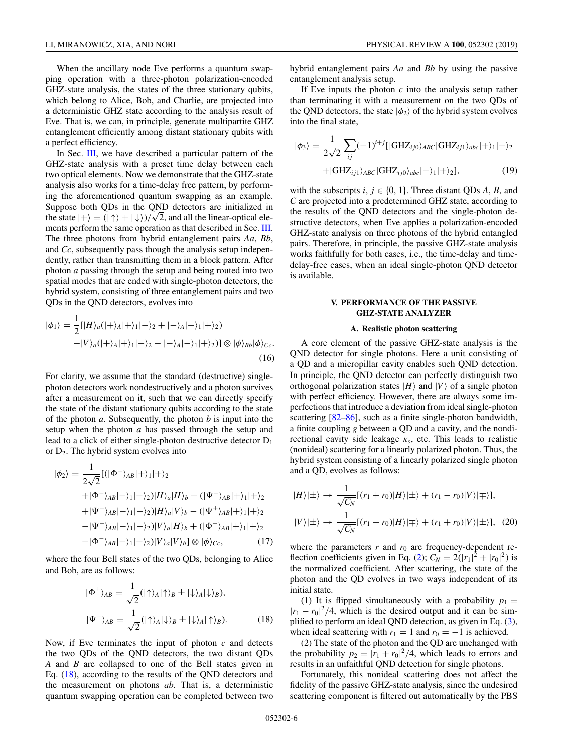When the ancillary node Eve performs a quantum swapping operation with a three-photon polarization-encoded GHZ-state analysis, the states of the three stationary qubits, which belong to Alice, Bob, and Charlie, are projected into a deterministic GHZ state according to the analysis result of Eve. That is, we can, in principle, generate multipartite GHZ entanglement efficiently among distant stationary qubits with a perfect efficiency.

In Sec. III, we have described a particular pattern of the GHZ-state analysis with a preset time delay between each two optical elements. Now we demonstrate that the GHZ-state analysis also works for a time-delay free pattern, by performing the aforementioned quantum swapping as an example. Suppose both QDs in the QND detectors are initialized in the state $|+\rangle = (|\uparrow\rangle + |\downarrow\rangle)/\sqrt{2}$, and all the linear-optical elements perform the same operation as that described in Sec. III. The three photons from hybrid entanglement pairs $Aa$, $Bb$, and $Cc$, subsequently pass though the analysis setup independently, rather than transmitting them in a block pattern. After photon $a$ passing through the setup and being routed into two spatial modes that are ended with single-photon detectors, the hybrid system, consisting of three entanglement pairs and two QDs in the QND detectors, evolves into

$$
\begin{aligned}
|\phi_1\rangle = \frac{1}{2}[&|H\rangle_a(|+\rangle_A|+\rangle_1|-\rangle_2 + |-\rangle_A|-\rangle_1|+\rangle_2) \\
&-|V\rangle_a(|+\rangle_A|+\rangle_1|-\rangle_2 - |-\rangle_A|-\rangle_1|+\rangle_2)] \otimes |\phi\rangle_{Bb}|\phi\rangle_{Cc}.
\end{aligned}
\tag{16}
$$

For clarity, we assume that the standard (destructive) single-photon detectors work nondestructively and a photon survives after a measurement on it, such that we can directly specify the state of the distant stationary qubits according to the state of the photon $a$. Subsequently, the photon $b$ is input into the setup when the photon $a$ has passed through the setup and lead to a click of either single-photon destructive detector $D_1$ or $D_2$. The hybrid system evolves into

$$
\begin{aligned}
|\phi_2\rangle = \frac{1}{2\sqrt{2}}[&(|\Phi^+\rangle_{AB}|+\rangle_1|+\rangle_2 \\
&+|\Phi^-\rangle_{AB}|-\rangle_1|-\rangle_2)|H\rangle_a|H\rangle_b - (|\Psi^+\rangle_{AB}|+\rangle_1|+\rangle_2 \\
&+|\Psi^-\rangle_{AB}|-\rangle_1|-\rangle_2)|H\rangle_a|V\rangle_b - (|\Psi^+\rangle_{AB}|+\rangle_1|+\rangle_2 \\
&-|\Psi^-\rangle_{AB}|-\rangle_1|-\rangle_2)|V\rangle_a|H\rangle_b + (|\Phi^+\rangle_{AB}|+\rangle_1|+\rangle_2 \\
&-|\Phi^-\rangle_{AB}|-\rangle_1|-\rangle_2)|V\rangle_a|V\rangle_b] \otimes |\phi\rangle_{Cc},
\end{aligned}
\tag{17}
$$

where the four Bell states of the two QDs, belonging to Alice and Bob, are as follows:

$$
\begin{aligned}
|\Phi^\pm\rangle_{AB} &= \frac{1}{\sqrt{2}}(|\uparrow\rangle_A|\uparrow\rangle_B \pm |\downarrow\rangle_A|\downarrow\rangle_B), \\
|\Psi^\pm\rangle_{AB} &= \frac{1}{\sqrt{2}}(|\uparrow\rangle_A|\downarrow\rangle_B \pm |\downarrow\rangle_A|\uparrow\rangle_B).
\end{aligned}
\tag{18}
$$

Now, if Eve terminates the input of photon $c$ and detects the two QDs of the QND detectors, the two distant QDs $A$ and $B$ are collapsed to one of the Bell states given in Eq. (18), according to the results of the QND detectors and the measurement on photons $ab$. That is, a deterministic quantum swapping operation can be completed between two hybrid entanglement pairs $Aa$ and $Bb$ by using the passive entanglement analysis setup.

If Eve inputs the photon $c$ into the analysis setup rather than terminating it with a measurement on the two QDs of the QND detectors, the state $|\phi_2\rangle$ of the hybrid system evolves into the final state,

$$
\begin{aligned}
|\phi_3\rangle = \frac{1}{2\sqrt{2}}\sum_{ij}(-1)^{i+j}[&|\text{GHZ}_{ij0}\rangle_{ABC}|\text{GHZ}_{ij1}\rangle_{abc}|+\rangle_1|-\rangle_2 \\
&+|\text{GHZ}_{ij1}\rangle_{ABC}|\text{GHZ}_{ij0}\rangle_{abc}|-\rangle_1|+\rangle_2],
\end{aligned}
\tag{19}
$$

with the subscripts $i, j \in \{0, 1\}$. Three distant QDs $A$, $B$, and $C$ are projected into a predetermined GHZ state, according to the results of the QND detectors and the single-photon destructive detectors, when Eve applies a polarization-encoded GHZ-state analysis on three photons of the hybrid entangled pairs. Therefore, in principle, the passive GHZ-state analysis works faithfully for both cases, i.e., the time-delay and time-delay-free cases, when an ideal single-photon QND detector is available.

## V. PERFORMANCE OF THE PASSIVE GHZ-STATE ANALYZER

### A. Realistic photon scattering

A core element of the passive GHZ-state analysis is the QND detector for single photons. Here a unit consisting of a QD and a micropillar cavity enables such QND detection. In principle, the QND detector can perfectly distinguish two orthogonal polarization states $|H\rangle$ and $|V\rangle$ of a single photon with perfect efficiency. However, there are always some imperfections that introduce a deviation from ideal single-photon scattering [82–86], such as a finite single-photon bandwidth, a finite coupling $g$ between a QD and a cavity, and the nondirectional cavity side leakage $\kappa_s$, etc. This leads to realistic (nonideal) scattering for a linearly polarized photon. Thus, the hybrid system consisting of a linearly polarized single photon and a QD, evolves as follows:

$$
\begin{aligned}
|H\rangle|\pm\rangle &\rightarrow \frac{1}{\sqrt{C_N}}[(r_1 + r_0)|H\rangle|\pm\rangle + (r_1 - r_0)|V\rangle|\mp\rangle], \\
|V\rangle|\pm\rangle &\rightarrow \frac{1}{\sqrt{C_N}}[(r_1 - r_0)|H\rangle|\mp\rangle + (r_1 + r_0)|V\rangle|\pm\rangle],
\end{aligned}
\tag{20}
$$

where the parameters $r$ and $r_0$ are frequency-dependent reflection coefficients given in Eq. (2); $C_N = 2(|r_1|^2 + |r_0|^2)$ is the normalized coefficient. After scattering, the state of the photon and the QD evolves in two ways independent of its initial state.

(1) It is flipped simultaneously with a probability $p_1 = |r_1 - r_0|^2/4$, which is the desired output and it can be simplified to perform an ideal QND detection, as given in Eq. (3), when ideal scattering with $r_1 = 1$ and $r_0 = -1$ is achieved.

(2) The state of the photon and the QD are unchanged with the probability $p_2 = |r_1 + r_0|^2/4$, which leads to errors and results in an unfaithful QND detection for single photons.

Fortunately, this nonideal scattering does not affect the fidelity of the passive GHZ-state analysis, since the undesired scattering component is filtered out automatically by the PBS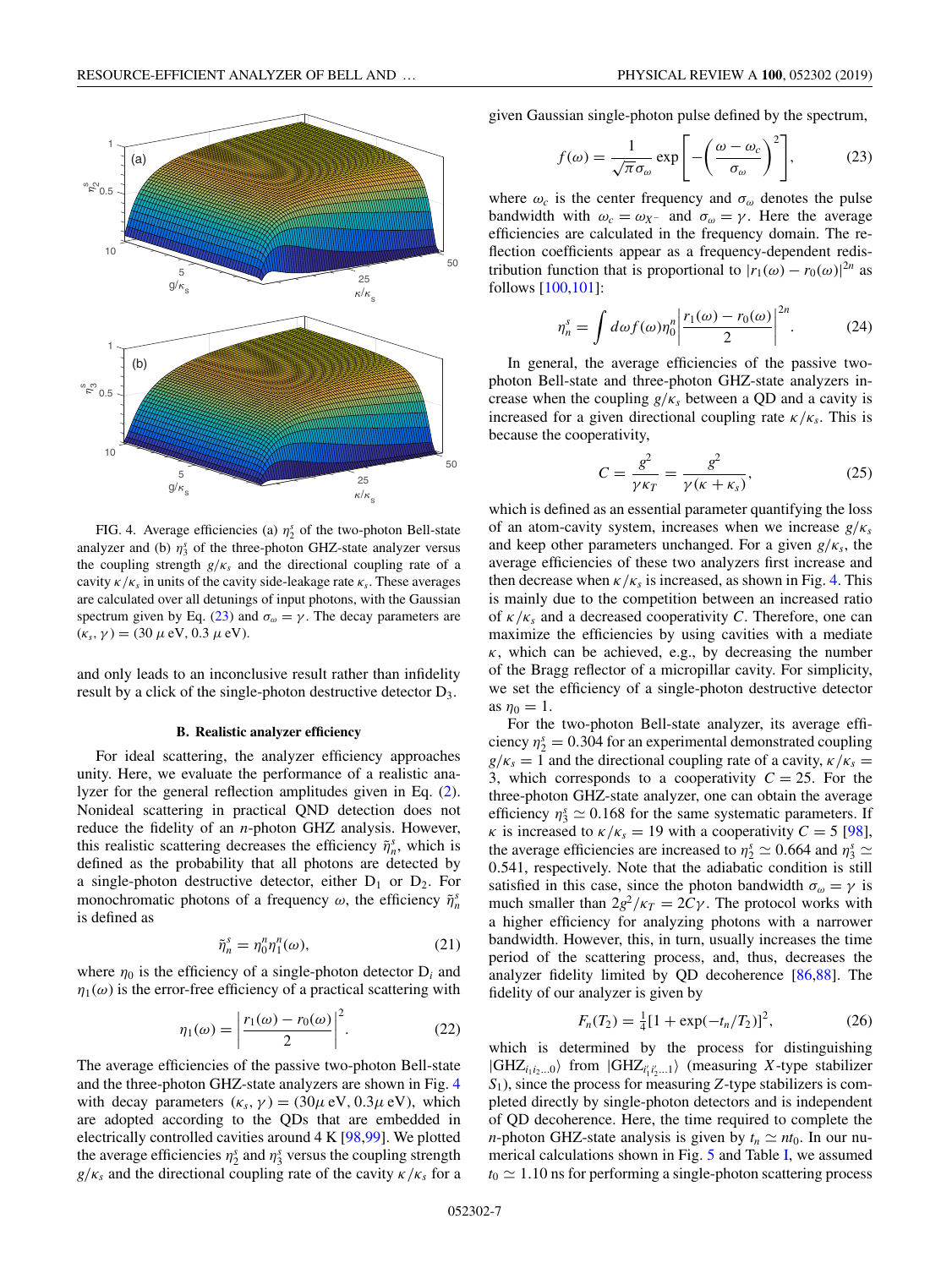FIG. 4. Average efficiencies (a) $\eta_2^s$ of the two-photon Bell-state analyzer and (b) $\eta_3^s$ of the three-photon GHZ-state analyzer versus the coupling strength $g/\kappa_s$ and the directional coupling rate of a cavity $\kappa/\kappa_s$ in units of the cavity side-leakage rate $\kappa_s$. These averages are calculated over all detunings of input photons, with the Gaussian spectrum given by Eq. (23) and $\sigma_\omega = \gamma$. The decay parameters are $(\kappa_s, \gamma) = (30\,\mu\,\text{eV}, 0.3\,\mu\,\text{eV})$.

and only leads to an inconclusive result rather than infidelity result by a click of the single-photon destructive detector $D_3$.

### B. Realistic analyzer efficiency

For ideal scattering, the analyzer efficiency approaches unity. Here, we evaluate the performance of a realistic analyzer for the general reflection amplitudes given in Eq. (2). Nonideal scattering in practical QND detection does not reduce the fidelity of an $n$-photon GHZ analysis. However, this realistic scattering decreases the efficiency $\tilde{\eta}_n^s$, which is defined as the probability that all photons are detected by a single-photon destructive detector, either $D_1$ or $D_2$. For monochromatic photons of a frequency $\omega$, the efficiency $\tilde{\eta}_n^s$ is defined as

$$\tilde{\eta}_n^s = \eta_0^n \eta_1^n(\omega), \tag{21}$$

where $\eta_0$ is the efficiency of a single-photon detector $D_i$ and $\eta_1(\omega)$ is the error-free efficiency of a practical scattering with

$$\eta_1(\omega) = \left|\frac{r_1(\omega) - r_0(\omega)}{2}\right|^2. \tag{22}$$

The average efficiencies of the passive two-photon Bell-state and the three-photon GHZ-state analyzers are shown in Fig. 4 with decay parameters $(\kappa_s, \gamma) = (30\mu\,\text{eV}, 0.3\mu\,\text{eV})$, which are adopted according to the QDs that are embedded in electrically controlled cavities around 4 K [98,99]. We plotted the average efficiencies $\eta_2^s$ and $\eta_3^s$ versus the coupling strength $g/\kappa_s$ and the directional coupling rate of the cavity $\kappa/\kappa_s$ for a given Gaussian single-photon pulse defined by the spectrum,

$$f(\omega) = \frac{1}{\sqrt{\pi}\sigma_\omega} \exp\left[-\left(\frac{\omega - \omega_c}{\sigma_\omega}\right)^2\right], \tag{23}$$

where $\omega_c$ is the center frequency and $\sigma_\omega$ denotes the pulse bandwidth with $\omega_c = \omega_{X^-}$ and $\sigma_\omega = \gamma$. Here the average efficiencies are calculated in the frequency domain. The reflection coefficients appear as a frequency-dependent redistribution function that is proportional to $|r_1(\omega) - r_0(\omega)|^{2n}$ as follows [100,101]:

$$\eta_n^s = \int d\omega f(\omega) \eta_0^n \left|\frac{r_1(\omega) - r_0(\omega)}{2}\right|^{2n}. \tag{24}$$

In general, the average efficiencies of the passive two-photon Bell-state and three-photon GHZ-state analyzers increase when the coupling $g/\kappa_s$ between a QD and a cavity is increased for a given directional coupling rate $\kappa/\kappa_s$. This is because the cooperativity,

$$C = \frac{g^2}{\gamma \kappa_T} = \frac{g^2}{\gamma(\kappa + \kappa_s)}, \tag{25}$$

which is defined as an essential parameter quantifying the loss of an atom-cavity system, increases when we increase $g/\kappa_s$ and keep other parameters unchanged. For a given $g/\kappa_s$, the average efficiencies of these two analyzers first increase and then decrease when $\kappa/\kappa_s$ is increased, as shown in Fig. 4. This is mainly due to the competition between an increased ratio of $\kappa/\kappa_s$ and a decreased cooperativity $C$. Therefore, one can maximize the efficiencies by using cavities with a mediate $\kappa$, which can be achieved, e.g., by decreasing the number of the Bragg reflector of a micropillar cavity. For simplicity, we set the efficiency of a single-photon destructive detector as $\eta_0 = 1$.

For the two-photon Bell-state analyzer, its average efficiency $\eta_2^s = 0.304$ for an experimental demonstrated coupling $g/\kappa_s = 1$ and the directional coupling rate of a cavity, $\kappa/\kappa_s = 3$, which corresponds to a cooperativity $C = 25$. For the three-photon GHZ-state analyzer, one can obtain the average efficiency $\eta_3^s \simeq 0.168$ for the same systematic parameters. If $\kappa$ is increased to $\kappa/\kappa_s = 19$ with a cooperativity $C = 5$ [98], the average efficiencies are increased to $\eta_2^s \simeq 0.664$ and $\eta_3^s \simeq 0.541$, respectively. Note that the adiabatic condition is still satisfied in this case, since the photon bandwidth $\sigma_\omega = \gamma$ is much smaller than $2g^2/\kappa_T = 2C\gamma$. The protocol works with a higher efficiency for analyzing photons with a narrower bandwidth. However, this, in turn, usually increases the time period of the scattering process, and, thus, decreases the analyzer fidelity limited by QD decoherence [86,88]. The fidelity of our analyzer is given by

$$F_n(T_2) = \tfrac{1}{4}[1 + \exp(-t_n/T_2)]^2, \tag{26}$$

which is determined by the process for distinguishing $|\text{GHZ}_{i_1 i_2 \ldots 0}\rangle$ from $|\text{GHZ}_{i'_1 i'_2 \ldots 1}\rangle$ (measuring $X$-type stabilizer $S_1$), since the process for measuring $Z$-type stabilizers is completed directly by single-photon detectors and is independent of QD decoherence. Here, the time required to complete the $n$-photon GHZ-state analysis is given by $t_n \simeq n t_0$. In our numerical calculations shown in Fig. 5 and Table I, we assumed $t_0 \simeq 1.10$ ns for performing a single-photon scattering process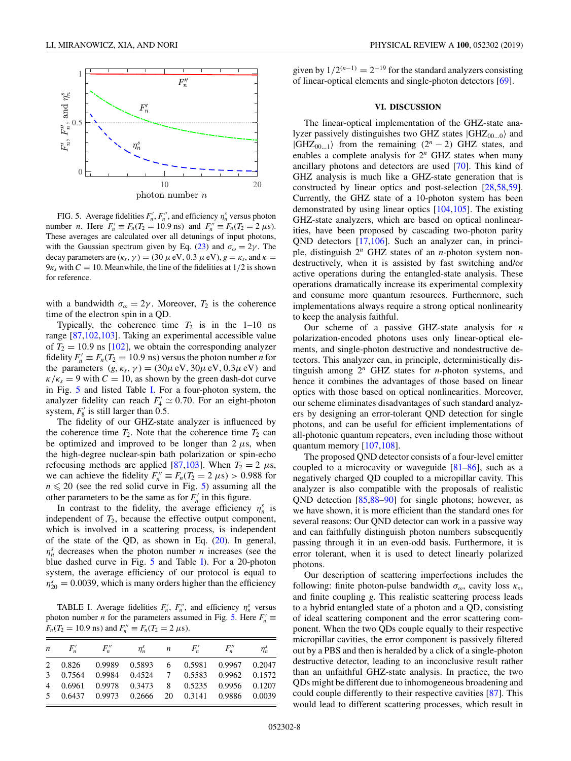FIG. 5. Average fidelities $F_n'$, $F_n''$, and efficiency $\eta_n^s$ versus photon number $n$. Here $F_n' \equiv F_n(T_2 = 10.9\ \text{ns})$ and $F_n'' \equiv F_n(T_2 = 2\ \mu\text{s})$. These averages are calculated over all detunings of input photons, with the Gaussian spectrum given by Eq. (23) and $\sigma_\omega = 2\gamma$. The decay parameters are $(\kappa_s, \gamma) = (30\ \mu\text{eV}, 0.3\ \mu\text{eV})$, $g = \kappa_s$, and $\kappa = 9\kappa_s$ with $C = 10$. Meanwhile, the line of the fidelities at 1/2 is shown for reference.

with a bandwidth $\sigma_\omega = 2\gamma$. Moreover, $T_2$ is the coherence time of the electron spin in a QD.

Typically, the coherence time $T_2$ is in the 1–10 ns range [87,102,103]. Taking an experimental accessible value of $T_2 = 10.9$ ns [102], we obtain the corresponding analyzer fidelity $F_n' \equiv F_n(T_2 = 10.9\ \text{ns})$ versus the photon number $n$ for the parameters $(g, \kappa_s, \gamma) = (30\mu\,\text{eV}, 30\mu\,\text{eV}, 0.3\mu\,\text{eV})$ and $\kappa/\kappa_s = 9$ with $C = 10$, as shown by the green dash-dot curve in Fig. 5 and listed Table I. For a four-photon system, the analyzer fidelity can reach $F_4' \simeq 0.70$. For an eight-photon system, $F_8'$ is still larger than 0.5.

The fidelity of our GHZ-state analyzer is influenced by the coherence time $T_2$. Note that the coherence time $T_2$ can be optimized and improved to be longer than 2 $\mu$s, when the high-degree nuclear-spin bath polarization or spin-echo refocusing methods are applied [87,103]. When $T_2 = 2\ \mu$s, we can achieve the fidelity $F_n'' \equiv F_n(T_2 = 2\ \mu\text{s}) > 0.988$ for $n \leqslant 20$ (see the red solid curve in Fig. 5) assuming all the other parameters to be the same as for $F_n'$ in this figure.

In contrast to the fidelity, the average efficiency $\eta_n^s$ is independent of $T_2$, because the effective output component, which is involved in a scattering process, is independent of the state of the QD, as shown in Eq. (20). In general, $\eta_n^s$ decreases when the photon number $n$ increases (see the blue dashed curve in Fig. 5 and Table I). For a 20-photon system, the average efficiency of our protocol is equal to $\eta_{20}^s = 0.0039$, which is many orders higher than the efficiency given by $1/2^{(n-1)} = 2^{-19}$ for the standard analyzers consisting of linear-optical elements and single-photon detectors [69].

TABLE I. Average fidelities $F_n'$, $F_n''$, and efficiency $\eta_n^s$ versus photon number $n$ for the parameters assumed in Fig. 5. Here $F_n' \equiv F_n(T_2 = 10.9\ \text{ns})$ and $F_n'' \equiv F_n(T_2 = 2\ \mu\text{s})$.

| $n$ | $F_n'$ | $F_n''$ | $\eta_n^s$ | $n$ | $F_n'$ | $F_n''$ | $\eta_n^s$ |
|---|---|---|---|---|---|---|---|
| 2 | 0.826 | 0.9989 | 0.5893 | 6 | 0.5981 | 0.9967 | 0.2047 |
| 3 | 0.7564 | 0.9984 | 0.4524 | 7 | 0.5583 | 0.9962 | 0.1572 |
| 4 | 0.6961 | 0.9978 | 0.3473 | 8 | 0.5235 | 0.9956 | 0.1207 |
| 5 | 0.6437 | 0.9973 | 0.2666 | 20 | 0.3141 | 0.9886 | 0.0039 |

## VI. DISCUSSION

The linear-optical implementation of the GHZ-state analyzer passively distinguishes two GHZ states $|\text{GHZ}_{00\ldots0}\rangle$ and $|\text{GHZ}_{00\ldots1}\rangle$ from the remaining $(2^n - 2)$ GHZ states, and enables a complete analysis for $2^n$ GHZ states when many ancillary photons and detectors are used [70]. This kind of GHZ analysis is much like a GHZ-state generation that is constructed by linear optics and post-selection [28,58,59]. Currently, the GHZ state of a 10-photon system has been demonstrated by using linear optics [104,105]. The existing GHZ-state analyzers, which are based on optical nonlinearities, have been proposed by cascading two-photon parity QND detectors [17,106]. Such an analyzer can, in principle, distinguish $2^n$ GHZ states of an $n$-photon system nondestructively, when it is assisted by fast switching and/or active operations during the entangled-state analysis. These operations dramatically increase its experimental complexity and consume more quantum resources. Furthermore, such implementations always require a strong optical nonlinearity to keep the analysis faithful.

Our scheme of a passive GHZ-state analysis for $n$ polarization-encoded photons uses only linear-optical elements, and single-photon destructive and nondestructive detectors. This analyzer can, in principle, deterministically distinguish among $2^n$ GHZ states for $n$-photon systems, and hence it combines the advantages of those based on linear optics with those based on optical nonlinearities. Moreover, our scheme eliminates disadvantages of such standard analyzers by designing an error-tolerant QND detection for single photons, and can be useful for efficient implementations of all-photonic quantum repeaters, even including those without quantum memory [107,108].

The proposed QND detector consists of a four-level emitter coupled to a microcavity or waveguide [81–86], such as a negatively charged QD coupled to a micropillar cavity. This analyzer is also compatible with the proposals of realistic QND detection [85,88–90] for single photons; however, as we have shown, it is more efficient than the standard ones for several reasons: Our QND detector can work in a passive way and can faithfully distinguish photon numbers subsequently passing through it in an even-odd basis. Furthermore, it is error tolerant, when it is used to detect linearly polarized photons.

Our description of scattering imperfections includes the following: finite photon-pulse bandwidth $\sigma_\omega$, cavity loss $\kappa_s$, and finite coupling $g$. This realistic scattering process leads to a hybrid entangled state of a photon and a QD, consisting of ideal scattering component and the error scattering component. When the two QDs couple equally to their respective micropillar cavities, the error component is passively filtered out by a PBS and then is heralded by a click of a single-photon destructive detector, leading to an inconclusive result rather than an unfaithful GHZ-state analysis. In practice, the two QDs might be different due to inhomogeneous broadening and could couple differently to their respective cavities [87]. This would lead to different scattering processes, which result in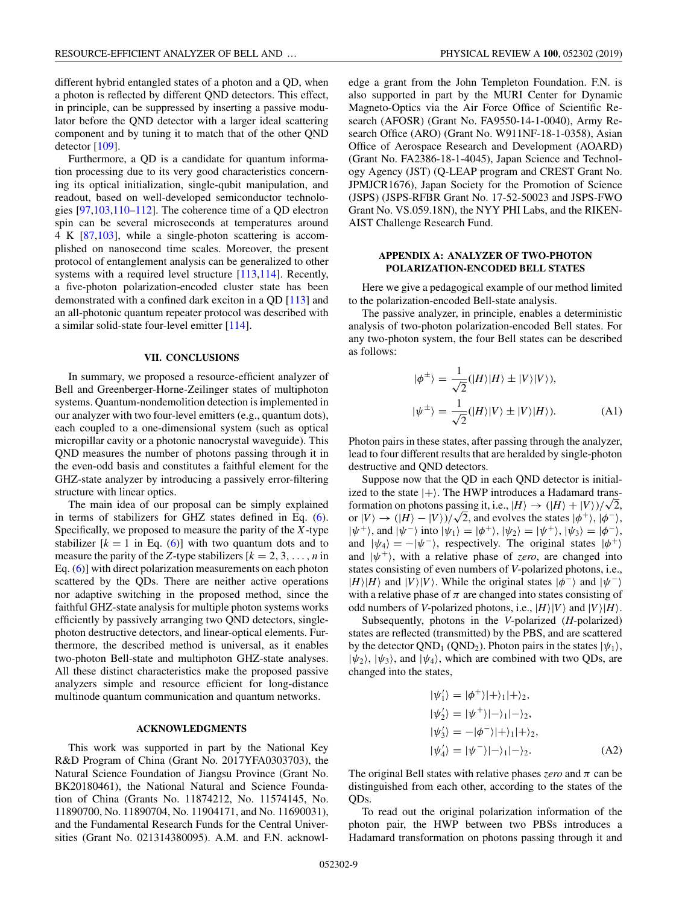different hybrid entangled states of a photon and a QD, when a photon is reflected by different QND detectors. This effect, in principle, can be suppressed by inserting a passive modulator before the QND detector with a larger ideal scattering component and by tuning it to match that of the other QND detector [109].

Furthermore, a QD is a candidate for quantum information processing due to its very good characteristics concerning its optical initialization, single-qubit manipulation, and readout, based on well-developed semiconductor technologies [97,103,110–112]. The coherence time of a QD electron spin can be several microseconds at temperatures around 4 K [87,103], while a single-photon scattering is accomplished on nanosecond time scales. Moreover, the present protocol of entanglement analysis can be generalized to other systems with a required level structure [113,114]. Recently, a five-photon polarization-encoded cluster state has been demonstrated with a confined dark exciton in a QD [113] and an all-photonic quantum repeater protocol was described with a similar solid-state four-level emitter [114].

## VII. CONCLUSIONS

In summary, we proposed a resource-efficient analyzer of Bell and Greenberger-Horne-Zeilinger states of multiphoton systems. Quantum-nondemolition detection is implemented in our analyzer with two four-level emitters (e.g., quantum dots), each coupled to a one-dimensional system (such as optical micropillar cavity or a photonic nanocrystal waveguide). This QND measures the number of photons passing through it in the even-odd basis and constitutes a faithful element for the GHZ-state analyzer by introducing a passively error-filtering structure with linear optics.

The main idea of our proposal can be simply explained in terms of stabilizers for GHZ states defined in Eq. (6). Specifically, we proposed to measure the parity of the $X$-type stabilizer [$k = 1$ in Eq. (6)] with two quantum dots and to measure the parity of the $Z$-type stabilizers [$k = 2, 3, \ldots, n$ in Eq. (6)] with direct polarization measurements on each photon scattered by the QDs. There are neither active operations nor adaptive switching in the proposed method, since the faithful GHZ-state analysis for multiple photon systems works efficiently by passively arranging two QND detectors, single-photon destructive detectors, and linear-optical elements. Furthermore, the described method is universal, as it enables two-photon Bell-state and multiphoton GHZ-state analyses. All these distinct characteristics make the proposed passive analyzers simple and resource efficient for long-distance multinode quantum communication and quantum networks.

## ACKNOWLEDGMENTS

This work was supported in part by the National Key R&D Program of China (Grant No. 2017YFA0303703), the Natural Science Foundation of Jiangsu Province (Grant No. BK20180461), the National Natural and Science Foundation of China (Grants No. 11874212, No. 11574145, No. 11890700, No. 11890704, No. 11904171, and No. 11690031), and the Fundamental Research Funds for the Central Universities (Grant No. 021314380095). A.M. and F.N. acknowledge a grant from the John Templeton Foundation. F.N. is also supported in part by the MURI Center for Dynamic Magneto-Optics via the Air Force Office of Scientific Research (AFOSR) (Grant No. FA9550-14-1-0040), Army Research Office (ARO) (Grant No. W911NF-18-1-0358), Asian Office of Aerospace Research and Development (AOARD) (Grant No. FA2386-18-1-4045), Japan Science and Technology Agency (JST) (Q-LEAP program and CREST Grant No. JPMJCR1676), Japan Society for the Promotion of Science (JSPS) (JSPS-RFBR Grant No. 17-52-50023 and JSPS-FWO Grant No. VS.059.18N), the NYY PHI Labs, and the RIKEN-AIST Challenge Research Fund.

## APPENDIX A: ANALYZER OF TWO-PHOTON POLARIZATION-ENCODED BELL STATES

Here we give a pedagogical example of our method limited to the polarization-encoded Bell-state analysis.

The passive analyzer, in principle, enables a deterministic analysis of two-photon polarization-encoded Bell states. For any two-photon system, the four Bell states can be described as follows:

$$
\begin{aligned}
|\phi^{\pm}\rangle &= \frac{1}{\sqrt{2}}(|H\rangle|H\rangle \pm |V\rangle|V\rangle), \\
|\psi^{\pm}\rangle &= \frac{1}{\sqrt{2}}(|H\rangle|V\rangle \pm |V\rangle|H\rangle).
\end{aligned} \tag{A1}
$$

Photon pairs in these states, after passing through the analyzer, lead to four different results that are heralded by single-photon destructive and QND detectors.

Suppose now that the QD in each QND detector is initialized to the state $|+\rangle$. The HWP introduces a Hadamard transformation on photons passing it, i.e., $|H\rangle \to (|H\rangle + |V\rangle)/\sqrt{2}$, or $|V\rangle \to (|H\rangle - |V\rangle)/\sqrt{2}$, and evolves the states $|\phi^+\rangle$, $|\phi^-\rangle$, $|\psi^+\rangle$, and $|\psi^-\rangle$ into $|\psi_1\rangle = |\phi^+\rangle$, $|\psi_2\rangle = |\psi^+\rangle$, $|\psi_3\rangle = |\phi^-\rangle$, and $|\psi_4\rangle = -|\psi^-\rangle$, respectively. The original states $|\phi^+\rangle$ and $|\psi^+\rangle$, with a relative phase of *zero*, are changed into states consisting of even numbers of $V$-polarized photons, i.e., $|H\rangle|H\rangle$ and $|V\rangle|V\rangle$. While the original states $|\phi^-\rangle$ and $|\psi^-\rangle$ with a relative phase of $\pi$ are changed into states consisting of odd numbers of $V$-polarized photons, i.e., $|H\rangle|V\rangle$ and $|V\rangle|H\rangle$.

Subsequently, photons in the $V$-polarized ($H$-polarized) states are reflected (transmitted) by the PBS, and are scattered by the detector $\text{QND}_1$ ($\text{QND}_2$). Photon pairs in the states $|\psi_1\rangle$, $|\psi_2\rangle$, $|\psi_3\rangle$, and $|\psi_4\rangle$, which are combined with two QDs, are changed into the states,

$$
\begin{aligned}
|\psi_1'\rangle &= |\phi^+\rangle|+\rangle_1|+\rangle_2, \\
|\psi_2'\rangle &= |\psi^+\rangle|-\rangle_1|-\rangle_2, \\
|\psi_3'\rangle &= -|\phi^-\rangle|+\rangle_1|+\rangle_2, \\
|\psi_4'\rangle &= |\psi^-\rangle|-\rangle_1|-\rangle_2.
\end{aligned} \tag{A2}
$$

The original Bell states with relative phases *zero* and $\pi$ can be distinguished from each other, according to the states of the QDs.

To read out the original polarization information of the photon pair, the HWP between two PBSs introduces a Hadamard transformation on photons passing through it and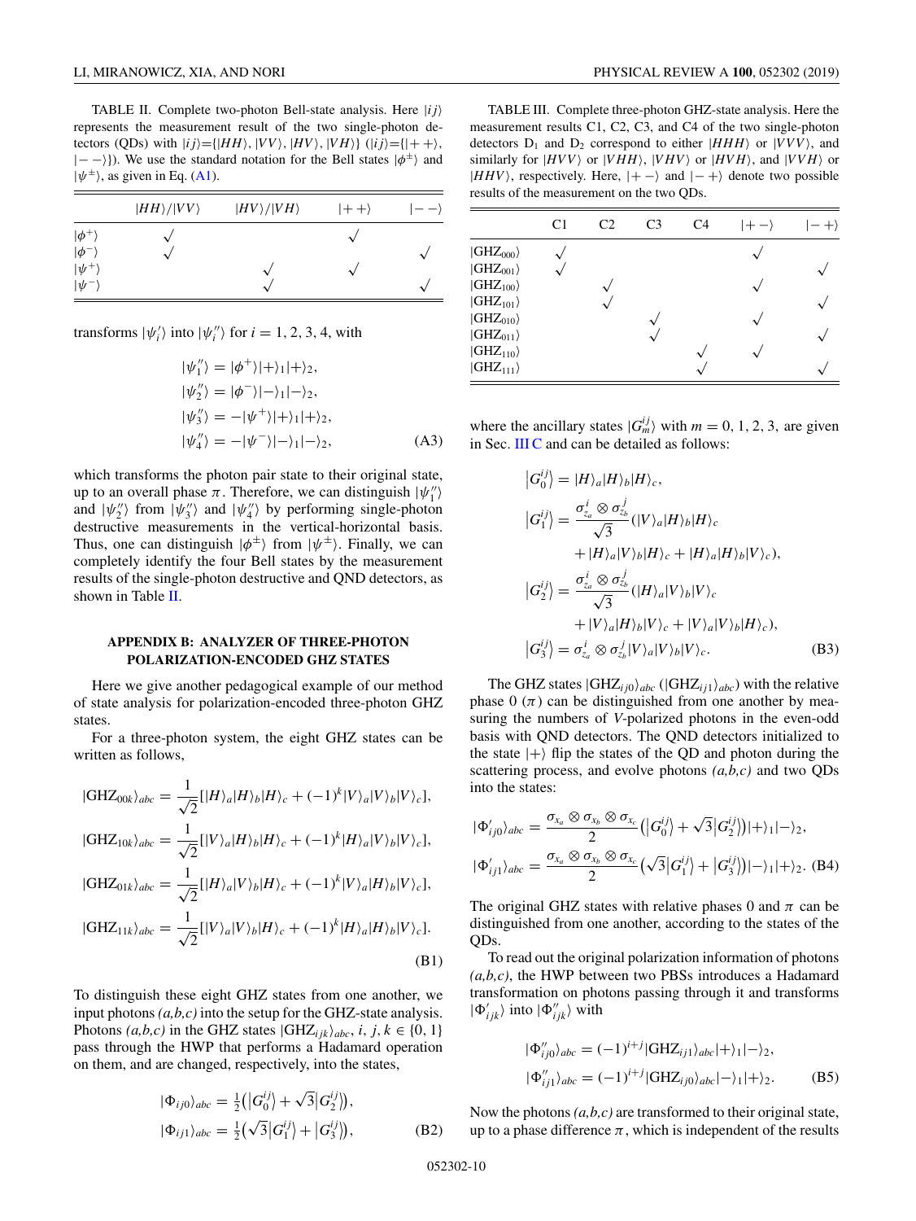TABLE II. Complete two-photon Bell-state analysis. Here $|ij\rangle$ represents the measurement result of the two single-photon detectors (QDs) with $|ij\rangle$={$|HH\rangle$, $|VV\rangle$, $|HV\rangle$, $|VH\rangle$} ($|ij\rangle$={$|++\rangle$, $|--\rangle$}). We use the standard notation for the Bell states $|\phi^{\pm}\rangle$ and $|\psi^{\pm}\rangle$, as given in Eq. (A1).

| | $\|HH\rangle/\|VV\rangle$ | $\|HV\rangle/\|VH\rangle$ | $\|++\rangle$ | $\|--\rangle$ |
|---|---|---|---|---|
| $\|\phi^+\rangle$ | √ | | √ | |
| $\|\phi^-\rangle$ | √ | | | √ |
| $\|\psi^+\rangle$ | | √ | √ | |
| $\|\psi^-\rangle$ | | √ | | √ |

transforms $|\psi_i'\rangle$ into $|\psi_i''\rangle$ for $i = 1, 2, 3, 4$, with

$$
\begin{aligned}
|\psi_1''\rangle &= |\phi^+\rangle|+\rangle_1|+\rangle_2,\\
|\psi_2''\rangle &= |\phi^-\rangle|-\rangle_1|-\rangle_2,\\
|\psi_3''\rangle &= -|\psi^+\rangle|+\rangle_1|+\rangle_2,\\
|\psi_4''\rangle &= -|\psi^-\rangle|-\rangle_1|-\rangle_2,
\end{aligned}
\tag{A3}
$$

which transforms the photon pair state to their original state, up to an overall phase $\pi$. Therefore, we can distinguish $|\psi_1''\rangle$ and $|\psi_2''\rangle$ from $|\psi_3''\rangle$ and $|\psi_4''\rangle$ by performing single-photon destructive measurements in the vertical-horizontal basis. Thus, one can distinguish $|\phi^{\pm}\rangle$ from $|\psi^{\pm}\rangle$. Finally, we can completely identify the four Bell states by the measurement results of the single-photon destructive and QND detectors, as shown in Table II.

## APPENDIX B: ANALYZER OF THREE-PHOTON POLARIZATION-ENCODED GHZ STATES

Here we give another pedagogical example of our method of state analysis for polarization-encoded three-photon GHZ states.

For a three-photon system, the eight GHZ states can be written as follows,

$$
\begin{aligned}
|\mathrm{GHZ}_{00k}\rangle_{abc} &= \frac{1}{\sqrt{2}}[|H\rangle_a|H\rangle_b|H\rangle_c + (-1)^k|V\rangle_a|V\rangle_b|V\rangle_c],\\
|\mathrm{GHZ}_{10k}\rangle_{abc} &= \frac{1}{\sqrt{2}}[|V\rangle_a|H\rangle_b|H\rangle_c + (-1)^k|H\rangle_a|V\rangle_b|V\rangle_c],\\
|\mathrm{GHZ}_{01k}\rangle_{abc} &= \frac{1}{\sqrt{2}}[|H\rangle_a|V\rangle_b|H\rangle_c + (-1)^k|V\rangle_a|H\rangle_b|V\rangle_c],\\
|\mathrm{GHZ}_{11k}\rangle_{abc} &= \frac{1}{\sqrt{2}}[|V\rangle_a|V\rangle_b|H\rangle_c + (-1)^k|H\rangle_a|H\rangle_b|V\rangle_c].
\end{aligned}
\tag{B1}
$$

To distinguish these eight GHZ states from one another, we input photons *(a,b,c)* into the setup for the GHZ-state analysis. Photons *(a,b,c)* in the GHZ states $|\mathrm{GHZ}_{ijk}\rangle_{abc}$, $i, j, k \in \{0, 1\}$ pass through the HWP that performs a Hadamard operation on them, and are changed, respectively, into the states,

$$
\begin{aligned}
|\Phi_{ij0}\rangle_{abc} &= \tfrac{1}{2}\big(\big|G_0^{ij}\big\rangle + \sqrt{3}\big|G_2^{ij}\big\rangle\big),\\
|\Phi_{ij1}\rangle_{abc} &= \tfrac{1}{2}\big(\sqrt{3}\big|G_1^{ij}\big\rangle + \big|G_3^{ij}\big\rangle\big),
\end{aligned}
\tag{B2}
$$

where the ancillary states $|G_m^{ij}\rangle$ with $m = 0, 1, 2, 3$, are given in Sec. III C and can be detailed as follows:

$$
\begin{aligned}
\big|G_0^{ij}\big\rangle &= |H\rangle_a|H\rangle_b|H\rangle_c,\\
\big|G_1^{ij}\big\rangle &= \frac{\sigma_{z_a}^i \otimes \sigma_{z_b}^j}{\sqrt{3}}(|V\rangle_a|H\rangle_b|H\rangle_c\\
&\quad + |H\rangle_a|V\rangle_b|H\rangle_c + |H\rangle_a|H\rangle_b|V\rangle_c),\\
\big|G_2^{ij}\big\rangle &= \frac{\sigma_{z_a}^i \otimes \sigma_{z_b}^j}{\sqrt{3}}(|H\rangle_a|V\rangle_b|V\rangle_c\\
&\quad + |V\rangle_a|H\rangle_b|V\rangle_c + |V\rangle_a|V\rangle_b|H\rangle_c),\\
\big|G_3^{ij}\big\rangle &= \sigma_{z_a}^i \otimes \sigma_{z_b}^j|V\rangle_a|V\rangle_b|V\rangle_c.
\end{aligned}
\tag{B3}
$$

TABLE III. Complete three-photon GHZ-state analysis. Here the measurement results C1, C2, C3, and C4 of the two single-photon detectors $D_1$ and $D_2$ correspond to either $|HHH\rangle$ or $|VVV\rangle$, and similarly for $|HVV\rangle$ or $|VHH\rangle$, $|VHV\rangle$ or $|HVH\rangle$, and $|VVH\rangle$ or $|HHV\rangle$, respectively. Here, $|+-\rangle$ and $|-+\rangle$ denote two possible results of the measurement on the two QDs.

| | C1 | C2 | C3 | C4 | $\|+-\rangle$ | $\|-+\rangle$ |
|---|---|---|---|---|---|---|
| $\|\mathrm{GHZ}_{000}\rangle$ | √ | | | | √ | |
| $\|\mathrm{GHZ}_{001}\rangle$ | √ | | | | | √ |
| $\|\mathrm{GHZ}_{100}\rangle$ | | √ | | | √ | |
| $\|\mathrm{GHZ}_{101}\rangle$ | | √ | | | | √ |
| $\|\mathrm{GHZ}_{010}\rangle$ | | | √ | | √ | |
| $\|\mathrm{GHZ}_{011}\rangle$ | | | √ | | | √ |
| $\|\mathrm{GHZ}_{110}\rangle$ | | | | √ | √ | |
| $\|\mathrm{GHZ}_{111}\rangle$ | | | | √ | | √ |

The GHZ states $|\mathrm{GHZ}_{ij0}\rangle_{abc}$ ($|\mathrm{GHZ}_{ij1}\rangle_{abc}$) with the relative phase 0 ($\pi$) can be distinguished from one another by measuring the numbers of *V*-polarized photons in the even-odd basis with QND detectors. The QND detectors initialized to the state $|+\rangle$ flip the states of the QD and photon during the scattering process, and evolve photons *(a,b,c)* and two QDs into the states:

$$
\begin{aligned}
|\Phi'_{ij0}\rangle_{abc} &= \frac{\sigma_{x_a} \otimes \sigma_{x_b} \otimes \sigma_{x_c}}{2}\big(\big|G_0^{ij}\big\rangle + \sqrt{3}\big|G_2^{ij}\big\rangle\big)|+\rangle_1|-\rangle_2,\\
|\Phi'_{ij1}\rangle_{abc} &= \frac{\sigma_{x_a} \otimes \sigma_{x_b} \otimes \sigma_{x_c}}{2}\big(\sqrt{3}\big|G_1^{ij}\big\rangle + \big|G_3^{ij}\big\rangle\big)|-\rangle_1|+\rangle_2.
\end{aligned}
\tag{B4}
$$

The original GHZ states with relative phases 0 and $\pi$ can be distinguished from one another, according to the states of the QDs.

To read out the original polarization information of photons *(a,b,c)*, the HWP between two PBSs introduces a Hadamard transformation on photons passing through it and transforms $|\Phi'_{ijk}\rangle$ into $|\Phi''_{ijk}\rangle$ with

$$
\begin{aligned}
|\Phi''_{ij0}\rangle_{abc} &= (-1)^{i+j}|\mathrm{GHZ}_{ij1}\rangle_{abc}|+\rangle_1|-\rangle_2,\\
|\Phi''_{ij1}\rangle_{abc} &= (-1)^{i+j}|\mathrm{GHZ}_{ij0}\rangle_{abc}|-\rangle_1|+\rangle_2.
\end{aligned}
\tag{B5}
$$

Now the photons *(a,b,c)* are transformed to their original state, up to a phase difference $\pi$, which is independent of the results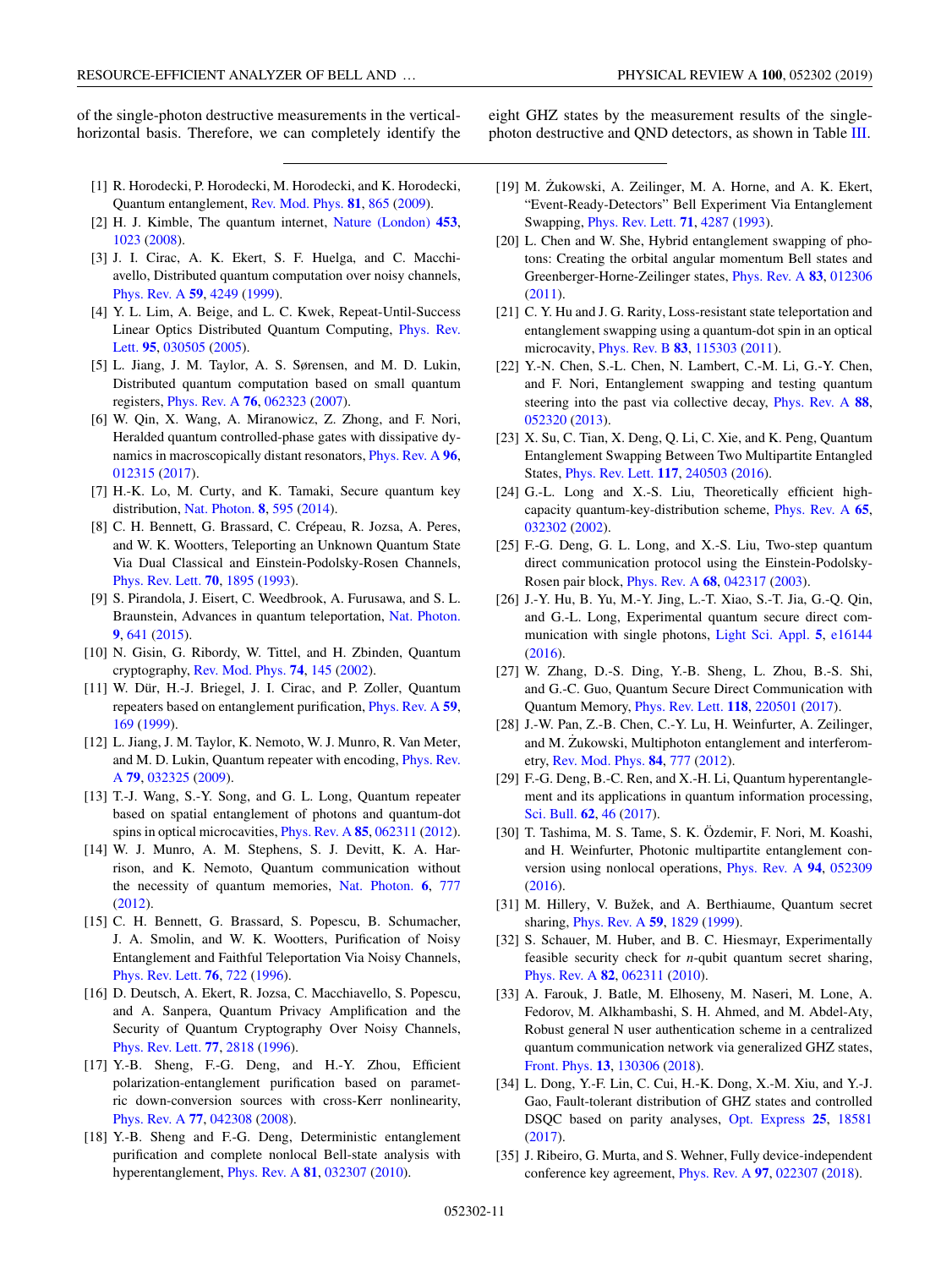of the single-photon destructive measurements in the vertical-horizontal basis. Therefore, we can completely identify the eight GHZ states by the measurement results of the single-photon destructive and QND detectors, as shown in Table III.

---

[1] R. Horodecki, P. Horodecki, M. Horodecki, and K. Horodecki, Quantum entanglement, Rev. Mod. Phys. **81**, 865 (2009).

[2] H. J. Kimble, The quantum internet, Nature (London) **453**, 1023 (2008).

[3] J. I. Cirac, A. K. Ekert, S. F. Huelga, and C. Macchiavello, Distributed quantum computation over noisy channels, Phys. Rev. A **59**, 4249 (1999).

[4] Y. L. Lim, A. Beige, and L. C. Kwek, Repeat-Until-Success Linear Optics Distributed Quantum Computing, Phys. Rev. Lett. **95**, 030505 (2005).

[5] L. Jiang, J. M. Taylor, A. S. Sørensen, and M. D. Lukin, Distributed quantum computation based on small quantum registers, Phys. Rev. A **76**, 062323 (2007).

[6] W. Qin, X. Wang, A. Miranowicz, Z. Zhong, and F. Nori, Heralded quantum controlled-phase gates with dissipative dynamics in macroscopically distant resonators, Phys. Rev. A **96**, 012315 (2017).

[7] H.-K. Lo, M. Curty, and K. Tamaki, Secure quantum key distribution, Nat. Photon. **8**, 595 (2014).

[8] C. H. Bennett, G. Brassard, C. Crépeau, R. Jozsa, A. Peres, and W. K. Wootters, Teleporting an Unknown Quantum State Via Dual Classical and Einstein-Podolsky-Rosen Channels, Phys. Rev. Lett. **70**, 1895 (1993).

[9] S. Pirandola, J. Eisert, C. Weedbrook, A. Furusawa, and S. L. Braunstein, Advances in quantum teleportation, Nat. Photon. **9**, 641 (2015).

[10] N. Gisin, G. Ribordy, W. Tittel, and H. Zbinden, Quantum cryptography, Rev. Mod. Phys. **74**, 145 (2002).

[11] W. Dür, H.-J. Briegel, J. I. Cirac, and P. Zoller, Quantum repeaters based on entanglement purification, Phys. Rev. A **59**, 169 (1999).

[12] L. Jiang, J. M. Taylor, K. Nemoto, W. J. Munro, R. Van Meter, and M. D. Lukin, Quantum repeater with encoding, Phys. Rev. A **79**, 032325 (2009).

[13] T.-J. Wang, S.-Y. Song, and G. L. Long, Quantum repeater based on spatial entanglement of photons and quantum-dot spins in optical microcavities, Phys. Rev. A **85**, 062311 (2012).

[14] W. J. Munro, A. M. Stephens, S. J. Devitt, K. A. Harrison, and K. Nemoto, Quantum communication without the necessity of quantum memories, Nat. Photon. **6**, 777 (2012).

[15] C. H. Bennett, G. Brassard, S. Popescu, B. Schumacher, J. A. Smolin, and W. K. Wootters, Purification of Noisy Entanglement and Faithful Teleportation Via Noisy Channels, Phys. Rev. Lett. **76**, 722 (1996).

[16] D. Deutsch, A. Ekert, R. Jozsa, C. Macchiavello, S. Popescu, and A. Sanpera, Quantum Privacy Amplification and the Security of Quantum Cryptography Over Noisy Channels, Phys. Rev. Lett. **77**, 2818 (1996).

[17] Y.-B. Sheng, F.-G. Deng, and H.-Y. Zhou, Efficient polarization-entanglement purification based on parametric down-conversion sources with cross-Kerr nonlinearity, Phys. Rev. A **77**, 042308 (2008).

[18] Y.-B. Sheng and F.-G. Deng, Deterministic entanglement purification and complete nonlocal Bell-state analysis with hyperentanglement, Phys. Rev. A **81**, 032307 (2010).

[19] M. Żukowski, A. Zeilinger, M. A. Horne, and A. K. Ekert, "Event-Ready-Detectors" Bell Experiment Via Entanglement Swapping, Phys. Rev. Lett. **71**, 4287 (1993).

[20] L. Chen and W. She, Hybrid entanglement swapping of photons: Creating the orbital angular momentum Bell states and Greenberger-Horne-Zeilinger states, Phys. Rev. A **83**, 012306 (2011).

[21] C. Y. Hu and J. G. Rarity, Loss-resistant state teleportation and entanglement swapping using a quantum-dot spin in an optical microcavity, Phys. Rev. B **83**, 115303 (2011).

[22] Y.-N. Chen, S.-L. Chen, N. Lambert, C.-M. Li, G.-Y. Chen, and F. Nori, Entanglement swapping and testing quantum steering into the past via collective decay, Phys. Rev. A **88**, 052320 (2013).

[23] X. Su, C. Tian, X. Deng, Q. Li, C. Xie, and K. Peng, Quantum Entanglement Swapping Between Two Multipartite Entangled States, Phys. Rev. Lett. **117**, 240503 (2016).

[24] G.-L. Long and X.-S. Liu, Theoretically efficient high-capacity quantum-key-distribution scheme, Phys. Rev. A **65**, 032302 (2002).

[25] F.-G. Deng, G. L. Long, and X.-S. Liu, Two-step quantum direct communication protocol using the Einstein-Podolsky-Rosen pair block, Phys. Rev. A **68**, 042317 (2003).

[26] J.-Y. Hu, B. Yu, M.-Y. Jing, L.-T. Xiao, S.-T. Jia, G.-Q. Qin, and G.-L. Long, Experimental quantum secure direct communication with single photons, Light Sci. Appl. **5**, e16144 (2016).

[27] W. Zhang, D.-S. Ding, Y.-B. Sheng, L. Zhou, B.-S. Shi, and G.-C. Guo, Quantum Secure Direct Communication with Quantum Memory, Phys. Rev. Lett. **118**, 220501 (2017).

[28] J.-W. Pan, Z.-B. Chen, C.-Y. Lu, H. Weinfurter, A. Zeilinger, and M. Żukowski, Multiphoton entanglement and interferometry, Rev. Mod. Phys. **84**, 777 (2012).

[29] F.-G. Deng, B.-C. Ren, and X.-H. Li, Quantum hyperentanglement and its applications in quantum information processing, Sci. Bull. **62**, 46 (2017).

[30] T. Tashima, M. S. Tame, S. K. Özdemir, F. Nori, M. Koashi, and H. Weinfurter, Photonic multipartite entanglement conversion using nonlocal operations, Phys. Rev. A **94**, 052309 (2016).

[31] M. Hillery, V. Bužek, and A. Berthiaume, Quantum secret sharing, Phys. Rev. A **59**, 1829 (1999).

[32] S. Schauer, M. Huber, and B. C. Hiesmayr, Experimentally feasible security check for $n$-qubit quantum secret sharing, Phys. Rev. A **82**, 062311 (2010).

[33] A. Farouk, J. Batle, M. Elhoseny, M. Naseri, M. Lone, A. Fedorov, M. Alkhambashi, S. H. Ahmed, and M. Abdel-Aty, Robust general N user authentication scheme in a centralized quantum communication network via generalized GHZ states, Front. Phys. **13**, 130306 (2018).

[34] L. Dong, Y.-F. Lin, C. Cui, H.-K. Dong, X.-M. Xiu, and Y.-J. Gao, Fault-tolerant distribution of GHZ states and controlled DSQC based on parity analyses, Opt. Express **25**, 18581 (2017).

[35] J. Ribeiro, G. Murta, and S. Wehner, Fully device-independent conference key agreement, Phys. Rev. A **97**, 022307 (2018).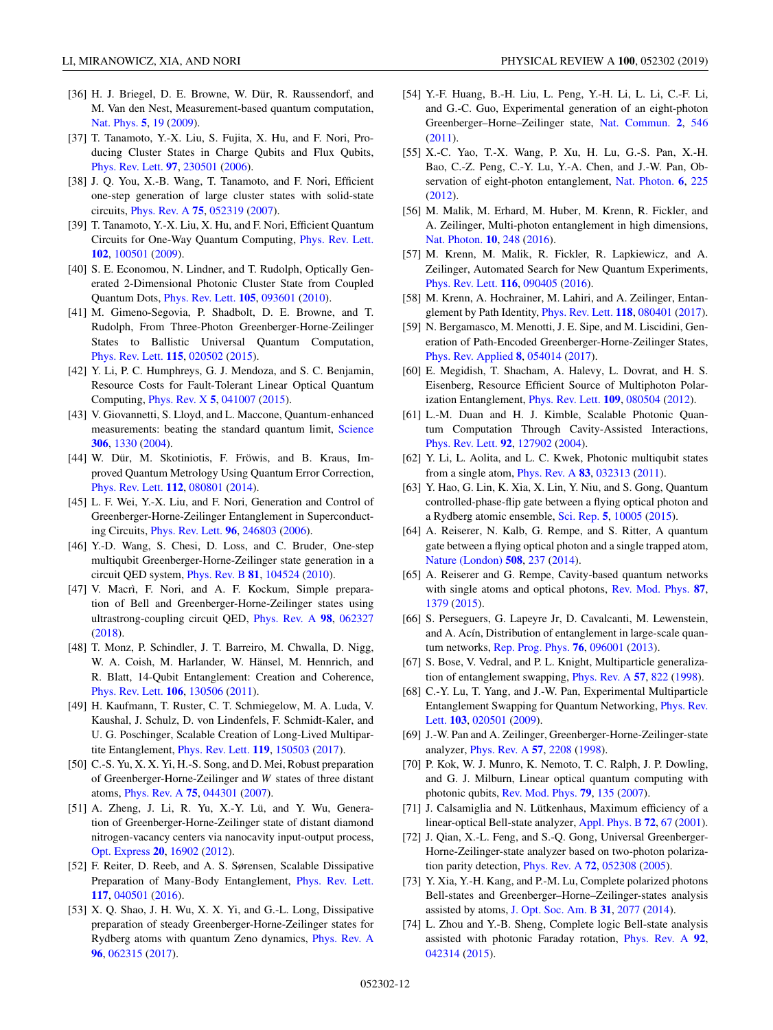[36] H. J. Briegel, D. E. Browne, W. Dür, R. Raussendorf, and M. Van den Nest, Measurement-based quantum computation, Nat. Phys. **5**, 19 (2009).

[37] T. Tanamoto, Y.-X. Liu, S. Fujita, X. Hu, and F. Nori, Producing Cluster States in Charge Qubits and Flux Qubits, Phys. Rev. Lett. **97**, 230501 (2006).

[38] J. Q. You, X.-B. Wang, T. Tanamoto, and F. Nori, Efficient one-step generation of large cluster states with solid-state circuits, Phys. Rev. A **75**, 052319 (2007).

[39] T. Tanamoto, Y.-X. Liu, X. Hu, and F. Nori, Efficient Quantum Circuits for One-Way Quantum Computing, Phys. Rev. Lett. **102**, 100501 (2009).

[40] S. E. Economou, N. Lindner, and T. Rudolph, Optically Generated 2-Dimensional Photonic Cluster State from Coupled Quantum Dots, Phys. Rev. Lett. **105**, 093601 (2010).

[41] M. Gimeno-Segovia, P. Shadbolt, D. E. Browne, and T. Rudolph, From Three-Photon Greenberger-Horne-Zeilinger States to Ballistic Universal Quantum Computation, Phys. Rev. Lett. **115**, 020502 (2015).

[42] Y. Li, P. C. Humphreys, G. J. Mendoza, and S. C. Benjamin, Resource Costs for Fault-Tolerant Linear Optical Quantum Computing, Phys. Rev. X **5**, 041007 (2015).

[43] V. Giovannetti, S. Lloyd, and L. Maccone, Quantum-enhanced measurements: beating the standard quantum limit, Science **306**, 1330 (2004).

[44] W. Dür, M. Skotiniotis, F. Fröwis, and B. Kraus, Improved Quantum Metrology Using Quantum Error Correction, Phys. Rev. Lett. **112**, 080801 (2014).

[45] L. F. Wei, Y.-X. Liu, and F. Nori, Generation and Control of Greenberger-Horne-Zeilinger Entanglement in Superconducting Circuits, Phys. Rev. Lett. **96**, 246803 (2006).

[46] Y.-D. Wang, S. Chesi, D. Loss, and C. Bruder, One-step multiqubit Greenberger-Horne-Zeilinger state generation in a circuit QED system, Phys. Rev. B **81**, 104524 (2010).

[47] V. Macrì, F. Nori, and A. F. Kockum, Simple preparation of Bell and Greenberger-Horne-Zeilinger states using ultrastrong-coupling circuit QED, Phys. Rev. A **98**, 062327 (2018).

[48] T. Monz, P. Schindler, J. T. Barreiro, M. Chwalla, D. Nigg, W. A. Coish, M. Harlander, W. Hänsel, M. Hennrich, and R. Blatt, 14-Qubit Entanglement: Creation and Coherence, Phys. Rev. Lett. **106**, 130506 (2011).

[49] H. Kaufmann, T. Ruster, C. T. Schmiegelow, M. A. Luda, V. Kaushal, J. Schulz, D. von Lindenfels, F. Schmidt-Kaler, and U. G. Poschinger, Scalable Creation of Long-Lived Multipartite Entanglement, Phys. Rev. Lett. **119**, 150503 (2017).

[50] C.-S. Yu, X. X. Yi, H.-S. Song, and D. Mei, Robust preparation of Greenberger-Horne-Zeilinger and *W* states of three distant atoms, Phys. Rev. A **75**, 044301 (2007).

[51] A. Zheng, J. Li, R. Yu, X.-Y. Lü, and Y. Wu, Generation of Greenberger-Horne-Zeilinger state of distant diamond nitrogen-vacancy centers via nanocavity input-output process, Opt. Express **20**, 16902 (2012).

[52] F. Reiter, D. Reeb, and A. S. Sørensen, Scalable Dissipative Preparation of Many-Body Entanglement, Phys. Rev. Lett. **117**, 040501 (2016).

[53] X. Q. Shao, J. H. Wu, X. X. Yi, and G.-L. Long, Dissipative preparation of steady Greenberger-Horne-Zeilinger states for Rydberg atoms with quantum Zeno dynamics, Phys. Rev. A **96**, 062315 (2017).

[54] Y.-F. Huang, B.-H. Liu, L. Peng, Y.-H. Li, L. Li, C.-F. Li, and G.-C. Guo, Experimental generation of an eight-photon Greenberger–Horne–Zeilinger state, Nat. Commun. **2**, 546 (2011).

[55] X.-C. Yao, T.-X. Wang, P. Xu, H. Lu, G.-S. Pan, X.-H. Bao, C.-Z. Peng, C.-Y. Lu, Y.-A. Chen, and J.-W. Pan, Observation of eight-photon entanglement, Nat. Photon. **6**, 225 (2012).

[56] M. Malik, M. Erhard, M. Huber, M. Krenn, R. Fickler, and A. Zeilinger, Multi-photon entanglement in high dimensions, Nat. Photon. **10**, 248 (2016).

[57] M. Krenn, M. Malik, R. Fickler, R. Lapkiewicz, and A. Zeilinger, Automated Search for New Quantum Experiments, Phys. Rev. Lett. **116**, 090405 (2016).

[58] M. Krenn, A. Hochrainer, M. Lahiri, and A. Zeilinger, Entanglement by Path Identity, Phys. Rev. Lett. **118**, 080401 (2017).

[59] N. Bergamasco, M. Menotti, J. E. Sipe, and M. Liscidini, Generation of Path-Encoded Greenberger-Horne-Zeilinger States, Phys. Rev. Applied **8**, 054014 (2017).

[60] E. Megidish, T. Shacham, A. Halevy, L. Dovrat, and H. S. Eisenberg, Resource Efficient Source of Multiphoton Polarization Entanglement, Phys. Rev. Lett. **109**, 080504 (2012).

[61] L.-M. Duan and H. J. Kimble, Scalable Photonic Quantum Computation Through Cavity-Assisted Interactions, Phys. Rev. Lett. **92**, 127902 (2004).

[62] Y. Li, L. Aolita, and L. C. Kwek, Photonic multiqubit states from a single atom, Phys. Rev. A **83**, 032313 (2011).

[63] Y. Hao, G. Lin, K. Xia, X. Lin, Y. Niu, and S. Gong, Quantum controlled-phase-flip gate between a flying optical photon and a Rydberg atomic ensemble, Sci. Rep. **5**, 10005 (2015).

[64] A. Reiserer, N. Kalb, G. Rempe, and S. Ritter, A quantum gate between a flying optical photon and a single trapped atom, Nature (London) **508**, 237 (2014).

[65] A. Reiserer and G. Rempe, Cavity-based quantum networks with single atoms and optical photons, Rev. Mod. Phys. **87**, 1379 (2015).

[66] S. Perseguers, G. Lapeyre Jr, D. Cavalcanti, M. Lewenstein, and A. Acín, Distribution of entanglement in large-scale quantum networks, Rep. Prog. Phys. **76**, 096001 (2013).

[67] S. Bose, V. Vedral, and P. L. Knight, Multiparticle generalization of entanglement swapping, Phys. Rev. A **57**, 822 (1998).

[68] C.-Y. Lu, T. Yang, and J.-W. Pan, Experimental Multiparticle Entanglement Swapping for Quantum Networking, Phys. Rev. Lett. **103**, 020501 (2009).

[69] J.-W. Pan and A. Zeilinger, Greenberger-Horne-Zeilinger-state analyzer, Phys. Rev. A **57**, 2208 (1998).

[70] P. Kok, W. J. Munro, K. Nemoto, T. C. Ralph, J. P. Dowling, and G. J. Milburn, Linear optical quantum computing with photonic qubits, Rev. Mod. Phys. **79**, 135 (2007).

[71] J. Calsamiglia and N. Lütkenhaus, Maximum efficiency of a linear-optical Bell-state analyzer, Appl. Phys. B **72**, 67 (2001).

[72] J. Qian, X.-L. Feng, and S.-Q. Gong, Universal Greenberger-Horne-Zeilinger-state analyzer based on two-photon polarization parity detection, Phys. Rev. A **72**, 052308 (2005).

[73] Y. Xia, Y.-H. Kang, and P.-M. Lu, Complete polarized photons Bell-states and Greenberger–Horne–Zeilinger-states analysis assisted by atoms, J. Opt. Soc. Am. B **31**, 2077 (2014).

[74] L. Zhou and Y.-B. Sheng, Complete logic Bell-state analysis assisted with photonic Faraday rotation, Phys. Rev. A **92**, 042314 (2015).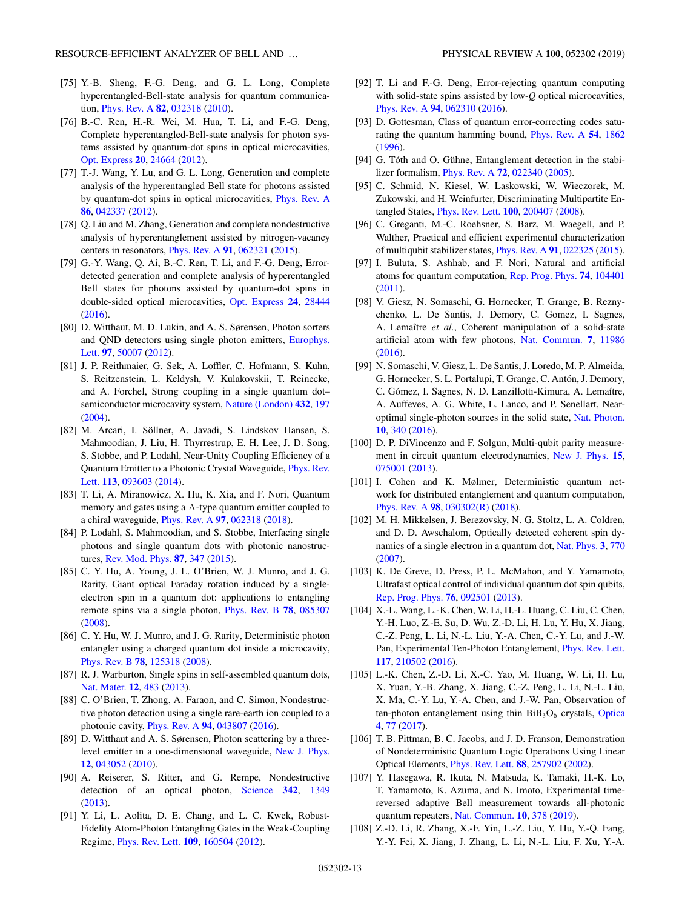[75] Y.-B. Sheng, F.-G. Deng, and G. L. Long, Complete hyperentangled-Bell-state analysis for quantum communication, Phys. Rev. A **82**, 032318 (2010).

[76] B.-C. Ren, H.-R. Wei, M. Hua, T. Li, and F.-G. Deng, Complete hyperentangled-Bell-state analysis for photon systems assisted by quantum-dot spins in optical microcavities, Opt. Express **20**, 24664 (2012).

[77] T.-J. Wang, Y. Lu, and G. L. Long, Generation and complete analysis of the hyperentangled Bell state for photons assisted by quantum-dot spins in optical microcavities, Phys. Rev. A **86**, 042337 (2012).

[78] Q. Liu and M. Zhang, Generation and complete nondestructive analysis of hyperentanglement assisted by nitrogen-vacancy centers in resonators, Phys. Rev. A **91**, 062321 (2015).

[79] G.-Y. Wang, Q. Ai, B.-C. Ren, T. Li, and F.-G. Deng, Error-detected generation and complete analysis of hyperentangled Bell states for photons assisted by quantum-dot spins in double-sided optical microcavities, Opt. Express **24**, 28444 (2016).

[80] D. Witthaut, M. D. Lukin, and A. S. Sørensen, Photon sorters and QND detectors using single photon emitters, Europhys. Lett. **97**, 50007 (2012).

[81] J. P. Reithmaier, G. Sek, A. Loffler, C. Hofmann, S. Kuhn, S. Reitzenstein, L. Keldysh, V. Kulakovskii, T. Reinecke, and A. Forchel, Strong coupling in a single quantum dot–semiconductor microcavity system, Nature (London) **432**, 197 (2004).

[82] M. Arcari, I. Söllner, A. Javadi, S. Lindskov Hansen, S. Mahmoodian, J. Liu, H. Thyrrestrup, E. H. Lee, J. D. Song, S. Stobbe, and P. Lodahl, Near-Unity Coupling Efficiency of a Quantum Emitter to a Photonic Crystal Waveguide, Phys. Rev. Lett. **113**, 093603 (2014).

[83] T. Li, A. Miranowicz, X. Hu, K. Xia, and F. Nori, Quantum memory and gates using a Λ-type quantum emitter coupled to a chiral waveguide, Phys. Rev. A **97**, 062318 (2018).

[84] P. Lodahl, S. Mahmoodian, and S. Stobbe, Interfacing single photons and single quantum dots with photonic nanostructures, Rev. Mod. Phys. **87**, 347 (2015).

[85] C. Y. Hu, A. Young, J. L. O'Brien, W. J. Munro, and J. G. Rarity, Giant optical Faraday rotation induced by a single-electron spin in a quantum dot: applications to entangling remote spins via a single photon, Phys. Rev. B **78**, 085307 (2008).

[86] C. Y. Hu, W. J. Munro, and J. G. Rarity, Deterministic photon entangler using a charged quantum dot inside a microcavity, Phys. Rev. B **78**, 125318 (2008).

[87] R. J. Warburton, Single spins in self-assembled quantum dots, Nat. Mater. **12**, 483 (2013).

[88] C. O'Brien, T. Zhong, A. Faraon, and C. Simon, Nondestructive photon detection using a single rare-earth ion coupled to a photonic cavity, Phys. Rev. A **94**, 043807 (2016).

[89] D. Witthaut and A. S. Sørensen, Photon scattering by a three-level emitter in a one-dimensional waveguide, New J. Phys. **12**, 043052 (2010).

[90] A. Reiserer, S. Ritter, and G. Rempe, Nondestructive detection of an optical photon, Science **342**, 1349 (2013).

[91] Y. Li, L. Aolita, D. E. Chang, and L. C. Kwek, Robust-Fidelity Atom-Photon Entangling Gates in the Weak-Coupling Regime, Phys. Rev. Lett. **109**, 160504 (2012).

[92] T. Li and F.-G. Deng, Error-rejecting quantum computing with solid-state spins assisted by low-$Q$ optical microcavities, Phys. Rev. A **94**, 062310 (2016).

[93] D. Gottesman, Class of quantum error-correcting codes saturating the quantum hamming bound, Phys. Rev. A **54**, 1862 (1996).

[94] G. Tóth and O. Gühne, Entanglement detection in the stabilizer formalism, Phys. Rev. A **72**, 022340 (2005).

[95] C. Schmid, N. Kiesel, W. Laskowski, W. Wieczorek, M. Żukowski, and H. Weinfurter, Discriminating Multipartite Entangled States, Phys. Rev. Lett. **100**, 200407 (2008).

[96] C. Greganti, M.-C. Roehsner, S. Barz, M. Waegell, and P. Walther, Practical and efficient experimental characterization of multiqubit stabilizer states, Phys. Rev. A **91**, 022325 (2015).

[97] I. Buluta, S. Ashhab, and F. Nori, Natural and artificial atoms for quantum computation, Rep. Prog. Phys. **74**, 104401 (2011).

[98] V. Giesz, N. Somaschi, G. Hornecker, T. Grange, B. Reznychenko, L. De Santis, J. Demory, C. Gomez, I. Sagnes, A. Lemaître *et al.*, Coherent manipulation of a solid-state artificial atom with few photons, Nat. Commun. **7**, 11986 (2016).

[99] N. Somaschi, V. Giesz, L. De Santis, J. Loredo, M. P. Almeida, G. Hornecker, S. L. Portalupi, T. Grange, C. Antón, J. Demory, C. Gómez, I. Sagnes, N. D. Lanzillotti-Kimura, A. Lemaítre, A. Auffeves, A. G. White, L. Lanco, and P. Senellart, Near-optimal single-photon sources in the solid state, Nat. Photon. **10**, 340 (2016).

[100] D. P. DiVincenzo and F. Solgun, Multi-qubit parity measurement in circuit quantum electrodynamics, New J. Phys. **15**, 075001 (2013).

[101] I. Cohen and K. Mølmer, Deterministic quantum network for distributed entanglement and quantum computation, Phys. Rev. A **98**, 030302(R) (2018).

[102] M. H. Mikkelsen, J. Berezovsky, N. G. Stoltz, L. A. Coldren, and D. D. Awschalom, Optically detected coherent spin dynamics of a single electron in a quantum dot, Nat. Phys. **3**, 770 (2007).

[103] K. De Greve, D. Press, P. L. McMahon, and Y. Yamamoto, Ultrafast optical control of individual quantum dot spin qubits, Rep. Prog. Phys. **76**, 092501 (2013).

[104] X.-L. Wang, L.-K. Chen, W. Li, H.-L. Huang, C. Liu, C. Chen, Y.-H. Luo, Z.-E. Su, D. Wu, Z.-D. Li, H. Lu, Y. Hu, X. Jiang, C.-Z. Peng, L. Li, N.-L. Liu, Y.-A. Chen, C.-Y. Lu, and J.-W. Pan, Experimental Ten-Photon Entanglement, Phys. Rev. Lett. **117**, 210502 (2016).

[105] L.-K. Chen, Z.-D. Li, X.-C. Yao, M. Huang, W. Li, H. Lu, X. Yuan, Y.-B. Zhang, X. Jiang, C.-Z. Peng, L. Li, N.-L. Liu, X. Ma, C.-Y. Lu, Y.-A. Chen, and J.-W. Pan, Observation of ten-photon entanglement using thin $BiB_3O_6$ crystals, Optica **4**, 77 (2017).

[106] T. B. Pittman, B. C. Jacobs, and J. D. Franson, Demonstration of Nondeterministic Quantum Logic Operations Using Linear Optical Elements, Phys. Rev. Lett. **88**, 257902 (2002).

[107] Y. Hasegawa, R. Ikuta, N. Matsuda, K. Tamaki, H.-K. Lo, T. Yamamoto, K. Azuma, and N. Imoto, Experimental time-reversed adaptive Bell measurement towards all-photonic quantum repeaters, Nat. Commun. **10**, 378 (2019).

[108] Z.-D. Li, R. Zhang, X.-F. Yin, L.-Z. Liu, Y. Hu, Y.-Q. Fang, Y.-Y. Fei, X. Jiang, J. Zhang, L. Li, N.-L. Liu, F. Xu, Y.-A.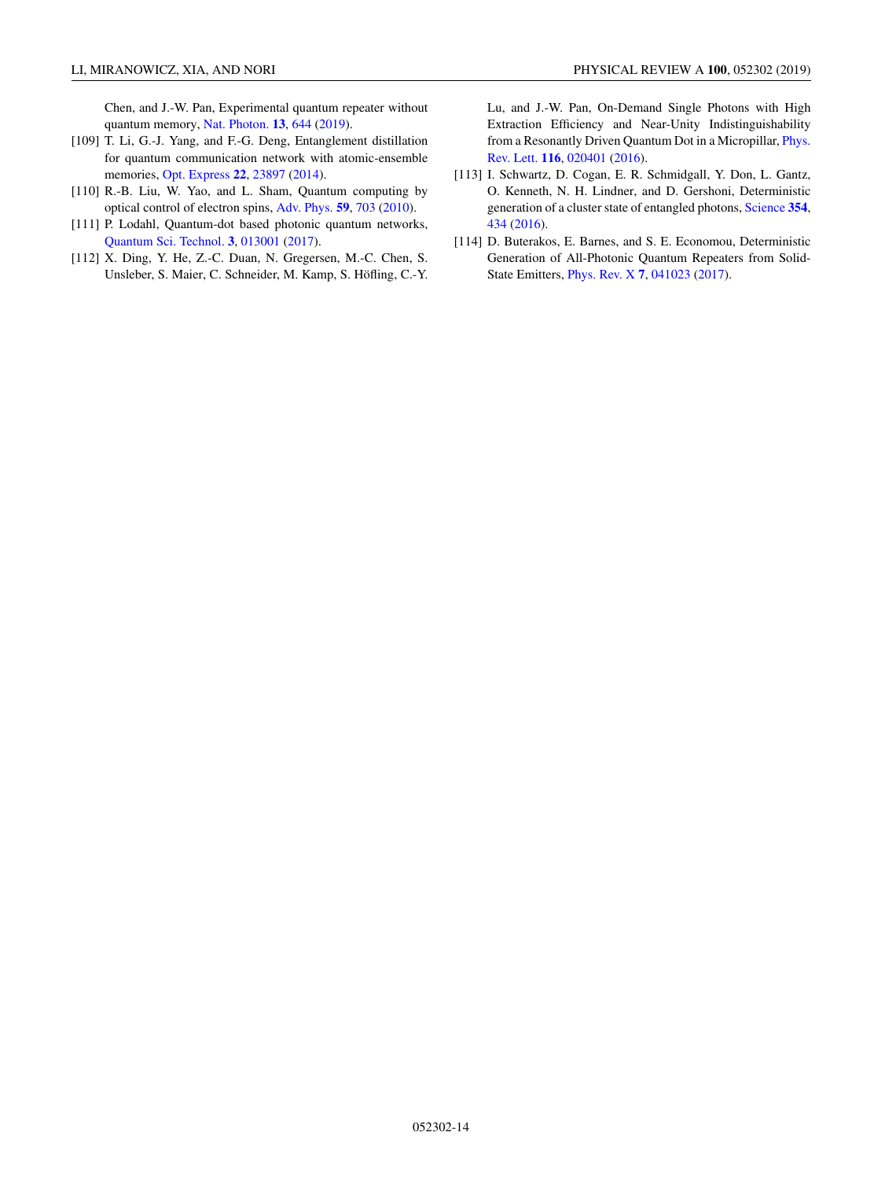Chen, and J.-W. Pan, Experimental quantum repeater without quantum memory, Nat. Photon. **13**, 644 (2019).

[109] T. Li, G.-J. Yang, and F.-G. Deng, Entanglement distillation for quantum communication network with atomic-ensemble memories, Opt. Express **22**, 23897 (2014).

[110] R.-B. Liu, W. Yao, and L. Sham, Quantum computing by optical control of electron spins, Adv. Phys. **59**, 703 (2010).

[111] P. Lodahl, Quantum-dot based photonic quantum networks, Quantum Sci. Technol. **3**, 013001 (2017).

[112] X. Ding, Y. He, Z.-C. Duan, N. Gregersen, M.-C. Chen, S. Unsleber, S. Maier, C. Schneider, M. Kamp, S. Höfling, C.-Y. Lu, and J.-W. Pan, On-Demand Single Photons with High Extraction Efficiency and Near-Unity Indistinguishability from a Resonantly Driven Quantum Dot in a Micropillar, Phys. Rev. Lett. **116**, 020401 (2016).

[113] I. Schwartz, D. Cogan, E. R. Schmidgall, Y. Don, L. Gantz, O. Kenneth, N. H. Lindner, and D. Gershoni, Deterministic generation of a cluster state of entangled photons, Science **354**, 434 (2016).

[114] D. Buterakos, E. Barnes, and S. E. Economou, Deterministic Generation of All-Photonic Quantum Repeaters from Solid-State Emitters, Phys. Rev. X **7**, 041023 (2017).